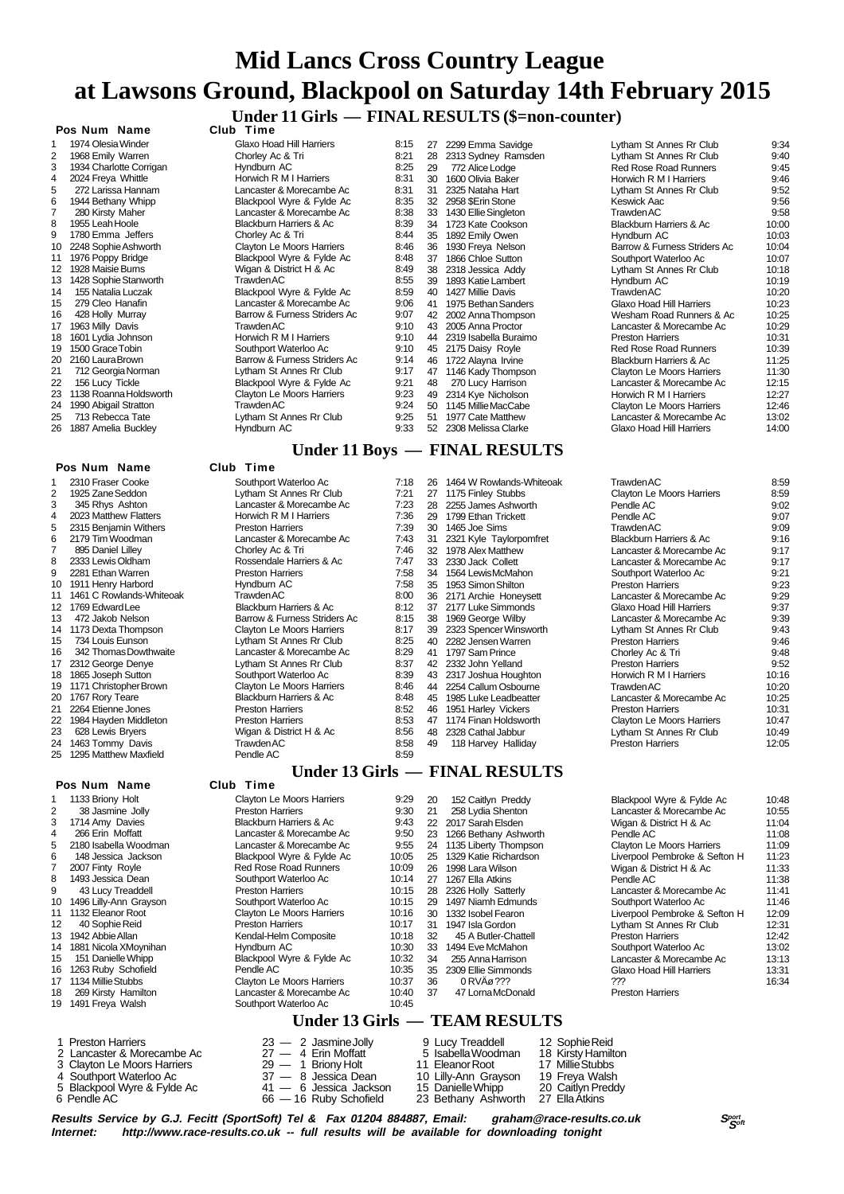# Mid Lancs Cross Country League

# at Lawsons Ground, Blackpool on Saturday 14th February 2015

## Under 11 Girls — FINAL RESULTS ($=non-counter)

| Pos | Num | Name | Club | Time |
|---|---|---|---|---|
| 1 | 1974 | Olesia Winder | Glaxo Hoad Hill Harriers | 8:15 |
| 2 | 1968 | Emily Warren | Chorley Ac & Tri | 8:21 |
| 3 | 1934 | Charlotte Corrigan | Hyndburn AC | 8:25 |
| 4 | 2024 | Freya Whittle | Horwich R M I Harriers | 8:31 |
| 5 | 272 | Larissa Hannam | Lancaster & Morecambe Ac | 8:31 |
| 6 | 1944 | Bethany Whipp | Blackpool Wyre & Fylde Ac | 8:35 |
| 7 | 280 | Kirsty Maher | Lancaster & Morecambe Ac | 8:38 |
| 8 | 1955 | Leah Hoole | Blackburn Harriers & Ac | 8:39 |
| 9 | 1780 | Emma Jeffers | Chorley Ac & Tri | 8:44 |
| 10 | 2248 | Sophie Ashworth | Clayton Le Moors Harriers | 8:46 |
| 11 | 1976 | Poppy Bridge | Blackpool Wyre & Fylde Ac | 8:48 |
| 12 | 1928 | Maisie Burns | Wigan & District H & Ac | 8:49 |
| 13 | 1428 | Sophie Stanworth | Trawden AC | 8:55 |
| 14 | 155 | Natalia Luczak | Blackpool Wyre & Fylde Ac | 8:59 |
| 15 | 279 | Cleo Hanafin | Lancaster & Morecambe Ac | 9:06 |
| 16 | 428 | Holly Murray | Barrow & Furness Striders Ac | 9:07 |
| 17 | 1963 | Milly Davis | Trawden AC | 9:10 |
| 18 | 1601 | Lydia Johnson | Horwich R M I Harriers | 9:10 |
| 19 | 1500 | Grace Tobin | Southport Waterloo Ac | 9:10 |
| 20 | 2160 | Laura Brown | Barrow & Furness Striders Ac | 9:14 |
| 21 | 712 | Georgia Norman | Lytham St Annes Rr Club | 9:17 |
| 22 | 156 | Lucy Tickle | Blackpool Wyre & Fylde Ac | 9:21 |
| 23 | 1138 | Roanna Holdsworth | Clayton Le Moors Harriers | 9:23 |
| 24 | 1990 | Abigail Stratton | Trawden AC | 9:24 |
| 25 | 713 | Rebecca Tate | Lytham St Annes Rr Club | 9:25 |
| 26 | 1887 | Amelia Buckley | Hyndburn AC | 9:33 |
| 27 | 2299 | Emma Savidge | Lytham St Annes Rr Club | 9:34 |
| 28 | 2313 | Sydney Ramsden | Lytham St Annes Rr Club | 9:40 |
| 29 | 772 | Alice Lodge | Red Rose Road Runners | 9:45 |
| 30 | 1600 | Olivia Baker | Horwich R M I Harriers | 9:46 |
| 31 | 2325 | Nataha Hart | Lytham St Annes Rr Club | 9:52 |
| 32 | 2958 | $Erin Stone | Keswick Aac | 9:56 |
| 33 | 1430 | Ellie Singleton | Trawden AC | 9:58 |
| 34 | 1723 | Kate Cookson | Blackburn Harriers & Ac | 10:00 |
| 35 | 1892 | Emily Owen | Hyndburn AC | 10:03 |
| 36 | 1930 | Freya Nelson | Barrow & Furness Striders Ac | 10:04 |
| 37 | 1866 | Chloe Sutton | Southport Waterloo Ac | 10:07 |
| 38 | 2318 | Jessica Addy | Lytham St Annes Rr Club | 10:18 |
| 39 | 1893 | Katie Lambert | Hyndburn AC | 10:19 |
| 40 | 1427 | Millie Davis | Trawden AC | 10:20 |
| 41 | 1975 | Bethan Sanders | Glaxo Hoad Hill Harriers | 10:23 |
| 42 | 2002 | Anna Thompson | Wesham Road Runners & Ac | 10:25 |
| 43 | 2005 | Anna Proctor | Lancaster & Morecambe Ac | 10:29 |
| 44 | 2319 | Isabella Buraimo | Preston Harriers | 10:31 |
| 45 | 2175 | Daisy Royle | Red Rose Road Runners | 10:39 |
| 46 | 1722 | Alayna Irvine | Blackburn Harriers & Ac | 11:25 |
| 47 | 1146 | Kady Thompson | Clayton Le Moors Harriers | 11:30 |
| 48 | 270 | Lucy Harrison | Lancaster & Morecambe Ac | 12:15 |
| 49 | 2314 | Kye Nicholson | Horwich R M I Harriers | 12:27 |
| 50 | 1145 | Millie MacCabe | Clayton Le Moors Harriers | 12:46 |
| 51 | 1977 | Cate Matthew | Lancaster & Morecambe Ac | 13:02 |
| 52 | 2308 | Melissa Clarke | Glaxo Hoad Hill Harriers | 14:00 |

## Under 11 Boys — FINAL RESULTS

| Pos | Num | Name | Club | Time |
|---|---|---|---|---|
| 1 | 2310 | Fraser Cooke | Southport Waterloo Ac | 7:18 |
| 2 | 1925 | Zane Seddon | Lytham St Annes Rr Club | 7:21 |
| 3 | 345 | Rhys Ashton | Lancaster & Morecambe Ac | 7:23 |
| 4 | 2023 | Matthew Flatters | Horwich R M I Harriers | 7:36 |
| 5 | 2315 | Benjamin Withers | Preston Harriers | 7:39 |
| 6 | 2179 | Tim Woodman | Lancaster & Morecambe Ac | 7:43 |
| 7 | 895 | Daniel Lilley | Chorley Ac & Tri | 7:46 |
| 8 | 2333 | Lewis Oldham | Rossendale Harriers & Ac | 7:47 |
| 9 | 2281 | Ethan Warren | Preston Harriers | 7:58 |
| 10 | 1911 | Henry Harbord | Hyndburn AC | 7:58 |
| 11 | 1461 | C Rowlands-Whiteoak | Trawden AC | 8:00 |
| 12 | 1769 | Edward Lee | Blackburn Harriers & Ac | 8:12 |
| 13 | 472 | Jakob Nelson | Barrow & Furness Striders Ac | 8:15 |
| 14 | 1173 | Dexta Thompson | Clayton Le Moors Harriers | 8:17 |
| 15 | 734 | Louis Eunson | Lytham St Annes Rr Club | 8:25 |
| 16 | 342 | Thomas Dowthwaite | Lancaster & Morecambe Ac | 8:29 |
| 17 | 2312 | George Denye | Lytham St Annes Rr Club | 8:37 |
| 18 | 1865 | Joseph Sutton | Southport Waterloo Ac | 8:39 |
| 19 | 1171 | Christopher Brown | Clayton Le Moors Harriers | 8:46 |
| 20 | 1767 | Rory Teare | Blackburn Harriers & Ac | 8:48 |
| 21 | 2264 | Etienne Jones | Preston Harriers | 8:52 |
| 22 | 1984 | Hayden Middleton | Preston Harriers | 8:53 |
| 23 | 628 | Lewis Bryers | Wigan & District H & Ac | 8:56 |
| 24 | 1463 | Tommy Davis | Trawden AC | 8:58 |
| 25 | 1295 | Matthew Maxfield | Pendle AC | 8:59 |
| 26 | 1464 | W Rowlands-Whiteoak | Trawden AC | 8:59 |
| 27 | 1175 | Finley Stubbs | Clayton Le Moors Harriers | 8:59 |
| 28 | 2255 | James Ashworth | Pendle AC | 9:02 |
| 29 | 1799 | Ethan Trickett | Pendle AC | 9:07 |
| 30 | 1465 | Joe Sims | Trawden AC | 9:09 |
| 31 | 2321 | Kyle Taylorpomfret | Blackburn Harriers & Ac | 9:16 |
| 32 | 1978 | Alex Matthew | Lancaster & Morecambe Ac | 9:17 |
| 33 | 2330 | Jack Collett | Lancaster & Morecambe Ac | 9:17 |
| 34 | 1564 | Lewis McMahon | Southport Waterloo Ac | 9:21 |
| 35 | 1953 | Simon Shilton | Preston Harriers | 9:23 |
| 36 | 2171 | Archie Honeysett | Lancaster & Morecambe Ac | 9:29 |
| 37 | 2177 | Luke Simmonds | Glaxo Hoad Hill Harriers | 9:37 |
| 38 | 1969 | George Wilby | Lancaster & Morecambe Ac | 9:39 |
| 39 | 2323 | Spencer Winsworth | Lytham St Annes Rr Club | 9:43 |
| 40 | 2282 | Jensen Warren | Preston Harriers | 9:46 |
| 41 | 1797 | Sam Prince | Chorley Ac & Tri | 9:48 |
| 42 | 2332 | John Yelland | Preston Harriers | 9:52 |
| 43 | 2317 | Joshua Houghton | Horwich R M I Harriers | 10:16 |
| 44 | 2254 | Callum Osbourne | Trawden AC | 10:20 |
| 45 | 1985 | Luke Leadbeatter | Lancaster & Morecambe Ac | 10:25 |
| 46 | 1951 | Harley Vickers | Preston Harriers | 10:31 |
| 47 | 1174 | Finan Holdsworth | Clayton Le Moors Harriers | 10:47 |
| 48 | 2328 | Cathal Jabbur | Lytham St Annes Rr Club | 10:49 |
| 49 | 118 | Harvey Halliday | Preston Harriers | 12:05 |

## Under 13 Girls — FINAL RESULTS

| Pos | Num | Name | Club | Time |
|---|---|---|---|---|
| 1 | 1133 | Briony Holt | Clayton Le Moors Harriers | 9:29 |
| 2 | 38 | Jasmine Jolly | Preston Harriers | 9:30 |
| 3 | 1714 | Amy Davies | Blackburn Harriers & Ac | 9:43 |
| 4 | 266 | Erin Moffatt | Lancaster & Morecambe Ac | 9:50 |
| 5 | 2180 | Isabella Woodman | Lancaster & Morecambe Ac | 9:55 |
| 6 | 148 | Jessica Jackson | Blackpool Wyre & Fylde Ac | 10:05 |
| 7 | 2007 | Finty Royle | Red Rose Road Runners | 10:09 |
| 8 | 1493 | Jessica Dean | Southport Waterloo Ac | 10:14 |
| 9 | 43 | Lucy Treaddell | Preston Harriers | 10:15 |
| 10 | 1496 | Lilly-Ann Grayson | Southport Waterloo Ac | 10:15 |
| 11 | 1132 | Eleanor Root | Clayton Le Moors Harriers | 10:16 |
| 12 | 40 | Sophie Reid | Preston Harriers | 10:17 |
| 13 | 1942 | Abbie Allan | Kendal-Helm Composite | 10:18 |
| 14 | 1881 | Nicola XMoynihan | Hyndburn AC | 10:30 |
| 15 | 151 | Danielle Whipp | Blackpool Wyre & Fylde Ac | 10:32 |
| 16 | 1263 | Ruby Schofield | Pendle AC | 10:35 |
| 17 | 1134 | Millie Stubbs | Clayton Le Moors Harriers | 10:37 |
| 18 | 269 | Kirsty Hamilton | Lancaster & Morecambe Ac | 10:40 |
| 19 | 1491 | Freya Walsh | Southport Waterloo Ac | 10:45 |
| 20 | 152 | Caitlyn Preddy | Blackpool Wyre & Fylde Ac | 10:48 |
| 21 | 258 | Lydia Shenton | Lancaster & Morecambe Ac | 10:55 |
| 22 | 2017 | Sarah Elsden | Wigan & District H & Ac | 11:04 |
| 23 | 1266 | Bethany Ashworth | Pendle AC | 11:08 |
| 24 | 1135 | Liberty Thompson | Clayton Le Moors Harriers | 11:09 |
| 25 | 1329 | Katie Richardson | Liverpool Pembroke & Sefton H | 11:23 |
| 26 | 1998 | Lara Wilson | Wigan & District H & Ac | 11:33 |
| 27 | 1267 | Ella Atkins | Pendle AC | 11:38 |
| 28 | 2326 | Holly Satterly | Lancaster & Morecambe Ac | 11:41 |
| 29 | 1497 | Niamh Edmunds | Southport Waterloo Ac | 11:46 |
| 30 | 1332 | Isobel Fearon | Liverpool Pembroke & Sefton H | 12:09 |
| 31 | 1947 | Isla Gordon | Lytham St Annes Rr Club | 12:31 |
| 32 | 45 | A Butler-Chattell | Preston Harriers | 12:42 |
| 33 | 1494 | Eve McMahon | Southport Waterloo Ac | 13:02 |
| 34 | 255 | Anna Harrison | Lancaster & Morecambe Ac | 13:13 |
| 35 | 2309 | Ellie Simmonds | Glaxo Hoad Hill Harriers | 13:31 |
| 36 | 0 | RVÄø??? | ??? | 16:34 |
| 37 | 47 | Lorna McDonald | Preston Harriers | |

## Under 13 Girls — TEAM RESULTS

| Pos | Team | Points | Scorer 1 | Scorer 2 | Scorer 3 |
|---|---|---|---|---|---|
| 1 | Preston Harriers | 23 | 2 Jasmine Jolly | 9 Lucy Treaddell | 12 Sophie Reid |
| 2 | Lancaster & Morecambe Ac | 27 | 4 Erin Moffatt | 5 Isabella Woodman | 18 Kirsty Hamilton |
| 3 | Clayton Le Moors Harriers | 29 | 1 Briony Holt | 11 Eleanor Root | 17 Millie Stubbs |
| 4 | Southport Waterloo Ac | 37 | 8 Jessica Dean | 10 Lilly-Ann Grayson | 19 Freya Walsh |
| 5 | Blackpool Wyre & Fylde Ac | 41 | 6 Jessica Jackson | 15 Danielle Whipp | 20 Caitlyn Preddy |
| 6 | Pendle AC | 66 | 16 Ruby Schofield | 23 Bethany Ashworth | 27 Ella Atkins |

***Results Service by G.J. Fecitt (SportSoft) Tel & Fax 01204 884887, Email: graham@race-results.co.uk***
***Internet: http://www.race-results.co.uk -- full results will be available for downloading tonight***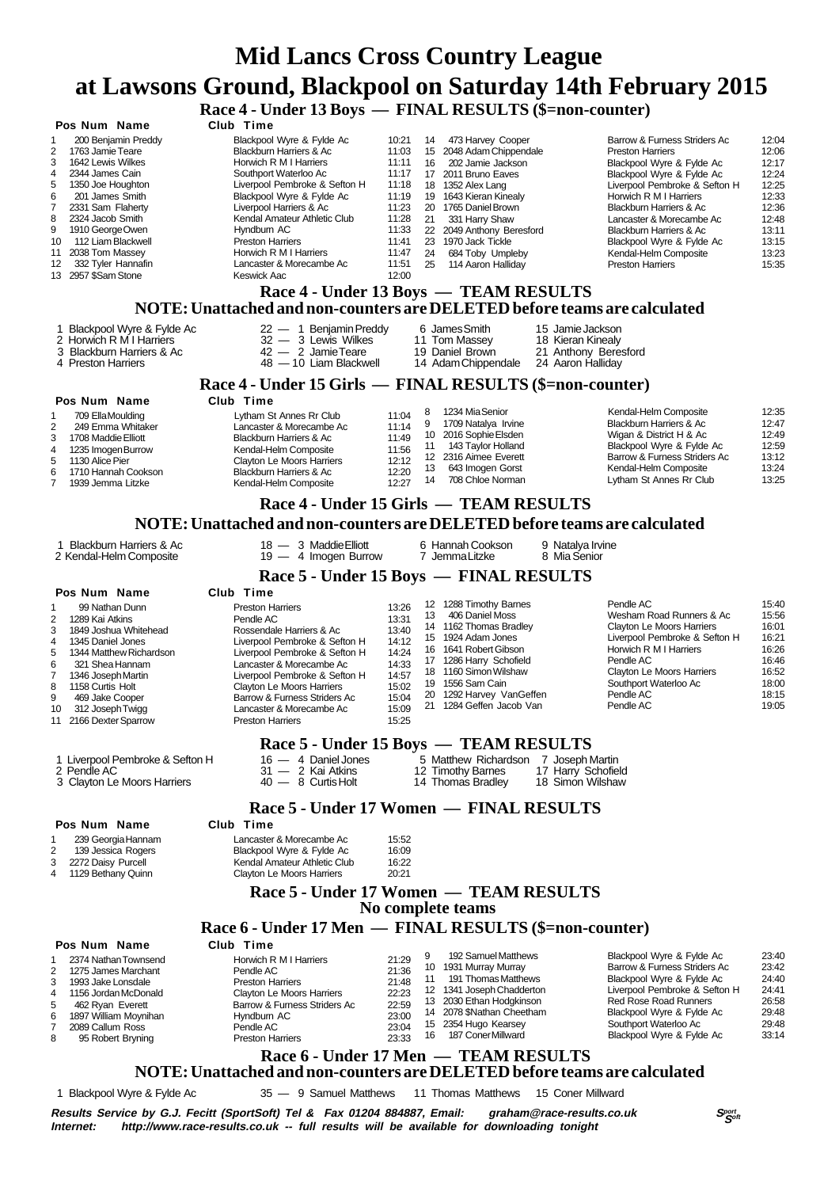# Mid Lancs Cross Country League
# at Lawsons Ground, Blackpool on Saturday 14th February 2015

## Race 4 - Under 13 Boys — FINAL RESULTS ($=non-counter)

| Pos | Num | Name | Club | Time |
|---|---|---|---|---|
| 1 | 200 | Benjamin Preddy | Blackpool Wyre & Fylde Ac | 10:21 |
| 2 | 1763 | Jamie Teare | Blackburn Harriers & Ac | 11:03 |
| 3 | 1642 | Lewis Wilkes | Horwich R M I Harriers | 11:11 |
| 4 | 2344 | James Cain | Southport Waterloo Ac | 11:17 |
| 5 | 1350 | Joe Houghton | Liverpool Pembroke & Sefton H | 11:18 |
| 6 | 201 | James Smith | Blackpool Wyre & Fylde Ac | 11:19 |
| 7 | 2331 | Sam Flaherty | Liverpool Harriers & Ac | 11:23 |
| 8 | 2324 | Jacob Smith | Kendal Amateur Athletic Club | 11:28 |
| 9 | 1910 | George Owen | Hyndburn AC | 11:33 |
| 10 | 112 | Liam Blackwell | Preston Harriers | 11:41 |
| 11 | 2038 | Tom Massey | Horwich R M I Harriers | 11:47 |
| 12 | 332 | Tyler Hannafin | Lancaster & Morecambe Ac | 11:51 |
| 13 | 2957 | $Sam Stone | Keswick Aac | 12:00 |
| 14 | 473 | Harvey Cooper | Barrow & Furness Striders Ac | 12:04 |
| 15 | 2048 | Adam Chippendale | Preston Harriers | 12:06 |
| 16 | 202 | Jamie Jackson | Blackpool Wyre & Fylde Ac | 12:17 |
| 17 | 2011 | Bruno Eaves | Blackpool Wyre & Fylde Ac | 12:24 |
| 18 | 1352 | Alex Lang | Liverpool Pembroke & Sefton H | 12:25 |
| 19 | 1643 | Kieran Kinealy | Horwich R M I Harriers | 12:33 |
| 20 | 1765 | Daniel Brown | Blackburn Harriers & Ac | 12:36 |
| 21 | 331 | Harry Shaw | Lancaster & Morecambe Ac | 12:48 |
| 22 | 2049 | Anthony Beresford | Blackburn Harriers & Ac | 13:11 |
| 23 | 1970 | Jack Tickle | Blackpool Wyre & Fylde Ac | 13:15 |
| 24 | 684 | Toby Umpleby | Kendal-Helm Composite | 13:23 |
| 25 | 114 | Aaron Halliday | Preston Harriers | 15:35 |

## Race 4 - Under 13 Boys — TEAM RESULTS
### NOTE: Unattached and non-counters are DELETED before teams are calculated

1 Blackpool Wyre & Fylde Ac — 22 — 1 Benjamin Preddy, 6 James Smith, 15 Jamie Jackson
2 Horwich R M I Harriers — 32 — 3 Lewis Wilkes, 11 Tom Massey, 18 Kieran Kinealy
3 Blackburn Harriers & Ac — 42 — 2 Jamie Teare, 19 Daniel Brown, 21 Anthony Beresford
4 Preston Harriers — 48 — 10 Liam Blackwell, 14 Adam Chippendale, 24 Aaron Halliday

## Race 4 - Under 15 Girls — FINAL RESULTS ($=non-counter)

| Pos | Num | Name | Club | Time |
|---|---|---|---|---|
| 1 | 709 | Ella Moulding | Lytham St Annes Rr Club | 11:04 |
| 2 | 249 | Emma Whitaker | Lancaster & Morecambe Ac | 11:14 |
| 3 | 1708 | Maddie Elliott | Blackburn Harriers & Ac | 11:49 |
| 4 | 1235 | Imogen Burrow | Kendal-Helm Composite | 11:56 |
| 5 | 1130 | Alice Pier | Clayton Le Moors Harriers | 12:12 |
| 6 | 1710 | Hannah Cookson | Blackburn Harriers & Ac | 12:20 |
| 7 | 1939 | Jemma Litzke | Kendal-Helm Composite | 12:27 |
| 8 | 1234 | Mia Senior | Kendal-Helm Composite | 12:35 |
| 9 | 1709 | Natalya Irvine | Blackburn Harriers & Ac | 12:47 |
| 10 | 2016 | Sophie Elsden | Wigan & District H & Ac | 12:49 |
| 11 | 143 | Taylor Holland | Blackpool Wyre & Fylde Ac | 12:59 |
| 12 | 2316 | Aimee Everett | Barrow & Furness Striders Ac | 13:12 |
| 13 | 643 | Imogen Gorst | Kendal-Helm Composite | 13:24 |
| 14 | 708 | Chloe Norman | Lytham St Annes Rr Club | 13:25 |

## Race 4 - Under 15 Girls — TEAM RESULTS
### NOTE: Unattached and non-counters are DELETED before teams are calculated

1 Blackburn Harriers & Ac — 18 — 3 Maddie Elliott, 6 Hannah Cookson, 9 Natalya Irvine
2 Kendal-Helm Composite — 19 — 4 Imogen Burrow, 7 Jemma Litzke, 8 Mia Senior

## Race 5 - Under 15 Boys — FINAL RESULTS

| Pos | Num | Name | Club | Time |
|---|---|---|---|---|
| 1 | 99 | Nathan Dunn | Preston Harriers | 13:26 |
| 2 | 1289 | Kai Atkins | Pendle AC | 13:31 |
| 3 | 1849 | Joshua Whitehead | Rossendale Harriers & Ac | 13:40 |
| 4 | 1345 | Daniel Jones | Liverpool Pembroke & Sefton H | 14:12 |
| 5 | 1344 | Matthew Richardson | Liverpool Pembroke & Sefton H | 14:24 |
| 6 | 321 | Shea Hannam | Lancaster & Morecambe Ac | 14:33 |
| 7 | 1346 | Joseph Martin | Liverpool Pembroke & Sefton H | 14:57 |
| 8 | 1158 | Curtis Holt | Clayton Le Moors Harriers | 15:02 |
| 9 | 469 | Jake Cooper | Barrow & Furness Striders Ac | 15:04 |
| 10 | 312 | Joseph Twigg | Lancaster & Morecambe Ac | 15:09 |
| 11 | 2166 | Dexter Sparrow | Preston Harriers | 15:25 |
| 12 | 1288 | Timothy Barnes | Pendle AC | 15:40 |
| 13 | 406 | Daniel Moss | Wesham Road Runners & Ac | 15:56 |
| 14 | 1162 | Thomas Bradley | Clayton Le Moors Harriers | 16:01 |
| 15 | 1924 | Adam Jones | Liverpool Pembroke & Sefton H | 16:21 |
| 16 | 1641 | Robert Gibson | Horwich R M I Harriers | 16:26 |
| 17 | 1286 | Harry Schofield | Pendle AC | 16:46 |
| 18 | 1160 | Simon Wilshaw | Clayton Le Moors Harriers | 16:52 |
| 19 | 1556 | Sam Cain | Southport Waterloo Ac | 18:00 |
| 20 | 1292 | Harvey VanGeffen | Pendle AC | 18:15 |
| 21 | 1284 | Geffen Jacob Van | Pendle AC | 19:05 |

## Race 5 - Under 15 Boys — TEAM RESULTS

1 Liverpool Pembroke & Sefton H — 16 — 4 Daniel Jones, 5 Matthew Richardson, 7 Joseph Martin
2 Pendle AC — 31 — 2 Kai Atkins, 12 Timothy Barnes, 17 Harry Schofield
3 Clayton Le Moors Harriers — 40 — 8 Curtis Holt, 14 Thomas Bradley, 18 Simon Wilshaw

## Race 5 - Under 17 Women — FINAL RESULTS

| Pos | Num | Name | Club | Time |
|---|---|---|---|---|
| 1 | 239 | Georgia Hannam | Lancaster & Morecambe Ac | 15:52 |
| 2 | 139 | Jessica Rogers | Blackpool Wyre & Fylde Ac | 16:09 |
| 3 | 2272 | Daisy Purcell | Kendal Amateur Athletic Club | 16:22 |
| 4 | 1129 | Bethany Quinn | Clayton Le Moors Harriers | 20:21 |

## Race 5 - Under 17 Women — TEAM RESULTS
### No complete teams

## Race 6 - Under 17 Men — FINAL RESULTS ($=non-counter)

| Pos | Num | Name | Club | Time |
|---|---|---|---|---|
| 1 | 2374 | Nathan Townsend | Horwich R M I Harriers | 21:29 |
| 2 | 1275 | James Marchant | Pendle AC | 21:36 |
| 3 | 1993 | Jake Lonsdale | Preston Harriers | 21:48 |
| 4 | 1156 | Jordan McDonald | Clayton Le Moors Harriers | 22:23 |
| 5 | 462 | Ryan Everett | Barrow & Furness Striders Ac | 22:59 |
| 6 | 1897 | William Moynihan | Hyndburn AC | 23:00 |
| 7 | 2089 | Callum Ross | Pendle AC | 23:04 |
| 8 | 95 | Robert Bryning | Preston Harriers | 23:33 |
| 9 | 192 | Samuel Matthews | Blackpool Wyre & Fylde Ac | 23:40 |
| 10 | 1931 | Murray Murray | Barrow & Furness Striders Ac | 23:42 |
| 11 | 191 | Thomas Matthews | Blackpool Wyre & Fylde Ac | 24:40 |
| 12 | 1341 | Joseph Chadderton | Liverpool Pembroke & Sefton H | 24:41 |
| 13 | 2030 | Ethan Hodgkinson | Red Rose Road Runners | 26:58 |
| 14 | 2078 | $Nathan Cheetham | Blackpool Wyre & Fylde Ac | 29:48 |
| 15 | 2354 | Hugo Kearsey | Southport Waterloo Ac | 29:48 |
| 16 | 187 | Coner Millward | Blackpool Wyre & Fylde Ac | 33:14 |

## Race 6 - Under 17 Men — TEAM RESULTS
### NOTE: Unattached and non-counters are DELETED before teams are calculated

1 Blackpool Wyre & Fylde Ac — 35 — 9 Samuel Matthews, 11 Thomas Matthews, 15 Coner Millward

*Results Service by G.J. Fecitt (SportSoft) Tel & Fax 01204 884887, Email: graham@race-results.co.uk*
*Internet: http://www.race-results.co.uk -- full results will be available for downloading tonight*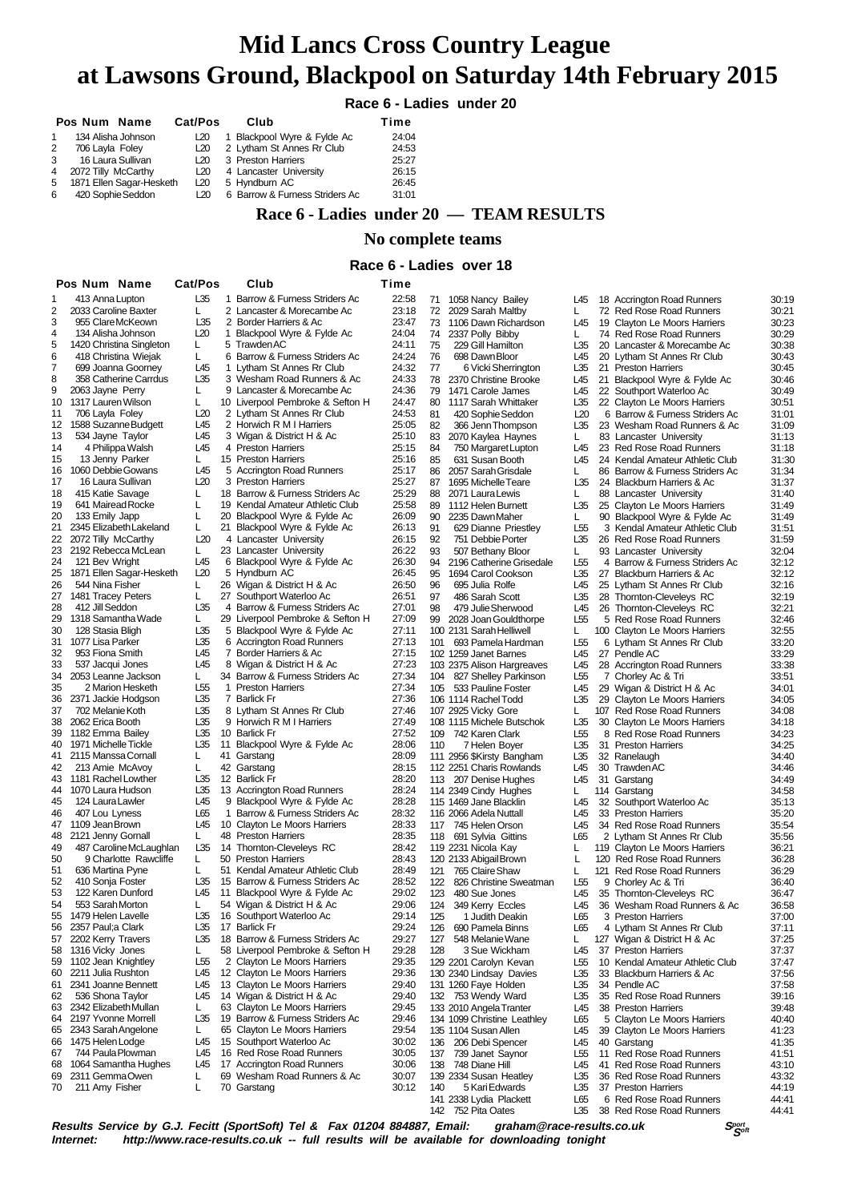# Mid Lancs Cross Country League
# at Lawsons Ground, Blackpool on Saturday 14th February 2015

## Race 6 - Ladies under 20

| Pos | Num | Name | Cat/Pos | | Club | Time |
|---|---|---|---|---|---|---|
| 1 | 134 | Alisha Johnson | L20 | 1 | Blackpool Wyre & Fylde Ac | 24:04 |
| 2 | 706 | Layla Foley | L20 | 2 | Lytham St Annes Rr Club | 24:53 |
| 3 | 16 | Laura Sullivan | L20 | 3 | Preston Harriers | 25:27 |
| 4 | 2072 | Tilly McCarthy | L20 | 4 | Lancaster University | 26:15 |
| 5 | 1871 | Ellen Sagar-Hesketh | L20 | 5 | Hyndburn AC | 26:45 |
| 6 | 420 | Sophie Seddon | L20 | 6 | Barrow & Furness Striders Ac | 31:01 |

## Race 6 - Ladies under 20 — TEAM RESULTS

### No complete teams

## Race 6 - Ladies over 18

| Pos | Num | Name | Cat/Pos | | Club | Time |
|---|---|---|---|---|---|---|
| 1 | 413 | Anna Lupton | L35 | 1 | Barrow & Furness Striders Ac | 22:58 |
| 2 | 2033 | Caroline Baxter | L | 2 | Lancaster & Morecambe Ac | 23:18 |
| 3 | 955 | Clare McKeown | L35 | 2 | Border Harriers & Ac | 23:47 |
| 4 | 134 | Alisha Johnson | L20 | 1 | Blackpool Wyre & Fylde Ac | 24:04 |
| 5 | 1420 | Christina Singleton | L | 5 | Trawden AC | 24:11 |
| 6 | 418 | Christina Wiejak | L | 6 | Barrow & Furness Striders Ac | 24:24 |
| 7 | 699 | Joanna Goorney | L45 | 1 | Lytham St Annes Rr Club | 24:32 |
| 8 | 358 | Catherine Carrdus | L35 | 3 | Wesham Road Runners & Ac | 24:33 |
| 9 | 2063 | Jayne Perry | L | 9 | Lancaster & Morecambe Ac | 24:36 |
| 10 | 1317 | Lauren Wilson | L | 10 | Liverpool Pembroke & Sefton H | 24:47 |
| 11 | 706 | Layla Foley | L20 | 2 | Lytham St Annes Rr Club | 24:53 |
| 12 | 1588 | Suzanne Budgett | L45 | 2 | Horwich R M I Harriers | 25:05 |
| 13 | 534 | Jayne Taylor | L45 | 3 | Wigan & District H & Ac | 25:10 |
| 14 | 4 | Philippa Walsh | L45 | 4 | Preston Harriers | 25:15 |
| 15 | 13 | Jenny Parker | L | 15 | Preston Harriers | 25:16 |
| 16 | 1060 | Debbie Gowans | L45 | 5 | Accrington Road Runners | 25:17 |
| 17 | 16 | Laura Sullivan | L20 | 3 | Preston Harriers | 25:27 |
| 18 | 415 | Katie Savage | L | 18 | Barrow & Furness Striders Ac | 25:29 |
| 19 | 641 | Mairead Rocke | L | 19 | Kendal Amateur Athletic Club | 25:58 |
| 20 | 133 | Emily Japp | L | 20 | Blackpool Wyre & Fylde Ac | 26:09 |
| 21 | 2345 | Elizabeth Lakeland | L | 21 | Blackpool Wyre & Fylde Ac | 26:13 |
| 22 | 2072 | Tilly McCarthy | L20 | 4 | Lancaster University | 26:15 |
| 23 | 2192 | Rebecca McLean | L | 23 | Lancaster University | 26:22 |
| 24 | 121 | Bev Wright | L45 | 6 | Blackpool Wyre & Fylde Ac | 26:30 |
| 25 | 1871 | Ellen Sagar-Hesketh | L20 | 5 | Hyndburn AC | 26:45 |
| 26 | 544 | Nina Fisher | L | 26 | Wigan & District H & Ac | 26:50 |
| 27 | 1481 | Tracey Peters | L | 27 | Southport Waterloo Ac | 26:51 |
| 28 | 412 | Jill Seddon | L35 | 4 | Barrow & Furness Striders Ac | 27:01 |
| 29 | 1318 | Samantha Wade | L | 29 | Liverpool Pembroke & Sefton H | 27:09 |
| 30 | 128 | Stasia Bligh | L35 | 5 | Blackpool Wyre & Fylde Ac | 27:11 |
| 31 | 1077 | Lisa Parker | L35 | 6 | Accrington Road Runners | 27:13 |
| 32 | 953 | Fiona Smith | L45 | 7 | Border Harriers & Ac | 27:15 |
| 33 | 537 | Jacqui Jones | L45 | 8 | Wigan & District H & Ac | 27:23 |
| 34 | 2053 | Leanne Jackson | L | 34 | Barrow & Furness Striders Ac | 27:34 |
| 35 | 2 | Marion Hesketh | L55 | 1 | Preston Harriers | 27:34 |
| 36 | 2371 | Jackie Hodgson | L35 | 7 | Barlick Fr | 27:36 |
| 37 | 702 | Melanie Koth | L35 | 8 | Lytham St Annes Rr Club | 27:46 |
| 38 | 2062 | Erica Booth | L35 | 9 | Horwich R M I Harriers | 27:49 |
| 39 | 1182 | Emma Bailey | L35 | 10 | Barlick Fr | 27:52 |
| 40 | 1971 | Michelle Tickle | L35 | 11 | Blackpool Wyre & Fylde Ac | 28:06 |
| 41 | 2115 | Manssa Cornall | L | 41 | Garstang | 28:09 |
| 42 | 213 | Amie McAvoy | L | 42 | Garstang | 28:15 |
| 43 | 1181 | Rachel Lowther | L35 | 12 | Barlick Fr | 28:20 |
| 44 | 1070 | Laura Hudson | L35 | 13 | Accrington Road Runners | 28:24 |
| 45 | 124 | Laura Lawler | L45 | 9 | Blackpool Wyre & Fylde Ac | 28:28 |
| 46 | 407 | Lou Lyness | L65 | 1 | Barrow & Furness Striders Ac | 28:32 |
| 47 | 1109 | Jean Brown | L45 | 10 | Clayton Le Moors Harriers | 28:33 |
| 48 | 2121 | Jenny Gornall | L | 48 | Preston Harriers | 28:35 |
| 49 | 487 | Caroline McLaughlan | L35 | 14 | Thornton-Cleveleys RC | 28:42 |
| 50 | 9 | Charlotte Rawcliffe | L | 50 | Preston Harriers | 28:43 |
| 51 | 636 | Martina Pyne | L | 51 | Kendal Amateur Athletic Club | 28:49 |
| 52 | 410 | Sonja Foster | L35 | 15 | Barrow & Furness Striders Ac | 28:52 |
| 53 | 122 | Karen Dunford | L45 | 11 | Blackpool Wyre & Fylde Ac | 29:02 |
| 54 | 553 | Sarah Morton | L | 54 | Wigan & District H & Ac | 29:06 |
| 55 | 1479 | Helen Lavelle | L35 | 16 | Southport Waterloo Ac | 29:14 |
| 56 | 2357 | Paul;a Clark | L35 | 17 | Barlick Fr | 29:24 |
| 57 | 2202 | Kerry Travers | L35 | 18 | Barrow & Furness Striders Ac | 29:27 |
| 58 | 1316 | Vicky Jones | L | 58 | Liverpool Pembroke & Sefton H | 29:28 |
| 59 | 1102 | Jean Knightley | L55 | 2 | Clayton Le Moors Harriers | 29:35 |
| 60 | 2211 | Julia Rushton | L45 | 12 | Clayton Le Moors Harriers | 29:36 |
| 61 | 2341 | Joanne Bennett | L45 | 13 | Clayton Le Moors Harriers | 29:40 |
| 62 | 536 | Shona Taylor | L45 | 14 | Wigan & District H & Ac | 29:40 |
| 63 | 2342 | Elizabeth Mullan | L | 63 | Clayton Le Moors Harriers | 29:45 |
| 64 | 2197 | Yvonne Morrell | L35 | 19 | Barrow & Furness Striders Ac | 29:46 |
| 65 | 2343 | Sarah Angelone | L | 65 | Clayton Le Moors Harriers | 29:54 |
| 66 | 1475 | Helen Lodge | L45 | 15 | Southport Waterloo Ac | 30:02 |
| 67 | 744 | Paula Plowman | L45 | 16 | Red Rose Road Runners | 30:05 |
| 68 | 1064 | Samantha Hughes | L45 | 17 | Accrington Road Runners | 30:06 |
| 69 | 2311 | Gemma Owen | L | 69 | Wesham Road Runners & Ac | 30:07 |
| 70 | 211 | Amy Fisher | L | 70 | Garstang | 30:12 |
| 71 | 1058 | Nancy Bailey | L45 | 18 | Accrington Road Runners | 30:19 |
| 72 | 2029 | Sarah Maltby | L | 72 | Red Rose Road Runners | 30:21 |
| 73 | 1106 | Dawn Richardson | L45 | 19 | Clayton Le Moors Harriers | 30:23 |
| 74 | 2337 | Polly Bibby | L | 74 | Red Rose Road Runners | 30:29 |
| 75 | 229 | Gill Hamilton | L35 | 20 | Lancaster & Morecambe Ac | 30:38 |
| 76 | 698 | Dawn Bloor | L45 | 20 | Lytham St Annes Rr Club | 30:43 |
| 77 | 6 | Vicki Sherrington | L35 | 21 | Preston Harriers | 30:45 |
| 78 | 2370 | Christine Brooke | L45 | 21 | Blackpool Wyre & Fylde Ac | 30:46 |
| 79 | 1471 | Carole James | L45 | 22 | Southport Waterloo Ac | 30:49 |
| 80 | 1117 | Sarah Whittaker | L35 | 22 | Clayton Le Moors Harriers | 30:51 |
| 81 | 420 | Sophie Seddon | L20 | 6 | Barrow & Furness Striders Ac | 31:01 |
| 82 | 366 | Jenn Thompson | L35 | 23 | Wesham Road Runners & Ac | 31:09 |
| 83 | 2070 | Kaylea Haynes | L | 83 | Lancaster University | 31:13 |
| 84 | 750 | Margaret Lupton | L45 | 23 | Red Rose Road Runners | 31:18 |
| 85 | 631 | Susan Booth | L45 | 24 | Kendal Amateur Athletic Club | 31:30 |
| 86 | 2057 | Sarah Grisdale | L | 86 | Barrow & Furness Striders Ac | 31:34 |
| 87 | 1695 | Michelle Teare | L35 | 24 | Blackburn Harriers & Ac | 31:37 |
| 88 | 2071 | Laura Lewis | L | 88 | Lancaster University | 31:40 |
| 89 | 1112 | Helen Burnett | L35 | 25 | Clayton Le Moors Harriers | 31:49 |
| 90 | 2235 | Dawn Maher | L | 90 | Blackpool Wyre & Fylde Ac | 31:49 |
| 91 | 629 | Dianne Priestley | L55 | 3 | Kendal Amateur Athletic Club | 31:51 |
| 92 | 751 | Debbie Porter | L35 | 26 | Red Rose Road Runners | 31:59 |
| 93 | 507 | Bethany Bloor | L | 93 | Lancaster University | 32:04 |
| 94 | 2196 | Catherine Grisedale | L55 | 4 | Barrow & Furness Striders Ac | 32:12 |
| 95 | 1694 | Carol Cookson | L35 | 27 | Blackburn Harriers & Ac | 32:12 |
| 96 | 695 | Julia Rolfe | L45 | 25 | Lytham St Annes Rr Club | 32:16 |
| 97 | 486 | Sarah Scott | L35 | 28 | Thornton-Cleveleys RC | 32:19 |
| 98 | 479 | Julie Sherwood | L45 | 26 | Thornton-Cleveleys RC | 32:21 |
| 99 | 2028 | Joan Gouldthorpe | L55 | 5 | Red Rose Road Runners | 32:46 |
| 100 | 2131 | Sarah Helliwell | L | 100 | Clayton Le Moors Harriers | 32:55 |
| 101 | 693 | Pamela Hardman | L55 | 6 | Lytham St Annes Rr Club | 33:20 |
| 102 | 1259 | Janet Barnes | L45 | 27 | Pendle AC | 33:29 |
| 103 | 2375 | Alison Hargreaves | L45 | 28 | Accrington Road Runners | 33:38 |
| 104 | 827 | Shelley Parkinson | L55 | 7 | Chorley Ac & Tri | 33:51 |
| 105 | 533 | Pauline Foster | L45 | 29 | Wigan & District H & Ac | 34:01 |
| 106 | 1114 | Rachel Todd | L35 | 29 | Clayton Le Moors Harriers | 34:05 |
| 107 | 2925 | Vicky Gore | L | 107 | Red Rose Road Runners | 34:08 |
| 108 | 1115 | Michele Butschok | L35 | 30 | Clayton Le Moors Harriers | 34:18 |
| 109 | 742 | Karen Clark | L55 | 8 | Red Rose Road Runners | 34:23 |
| 110 | 7 | Helen Boyer | L35 | 31 | Preston Harriers | 34:25 |
| 111 | 2956 | $Kirsty Bangham | L35 | 32 | Ranelaugh | 34:40 |
| 112 | 2251 | Charis Rowlands | L45 | 30 | Trawden AC | 34:46 |
| 113 | 207 | Denise Hughes | L45 | 31 | Garstang | 34:49 |
| 114 | 2349 | Cindy Hughes | L | 114 | Garstang | 34:58 |
| 115 | 1469 | Jane Blacklin | L45 | 32 | Southport Waterloo Ac | 35:13 |
| 116 | 2066 | Adela Nuttall | L45 | 33 | Preston Harriers | 35:20 |
| 117 | 745 | Helen Orson | L45 | 34 | Red Rose Road Runners | 35:54 |
| 118 | 691 | Sylvia Gittins | L65 | 2 | Lytham St Annes Rr Club | 35:56 |
| 119 | 2231 | Nicola Kay | L | 119 | Clayton Le Moors Harriers | 36:21 |
| 120 | 2133 | Abigail Brown | L | 120 | Red Rose Road Runners | 36:28 |
| 121 | 765 | Claire Shaw | L | 121 | Red Rose Road Runners | 36:29 |
| 122 | 2226 | Christine Sweatman | L55 | 9 | Chorley Ac & Tri | 36:40 |
| 123 | 480 | Sue Jones | L45 | 35 | Thornton-Cleveleys RC | 36:47 |
| 124 | 349 | Kerry Eccles | L45 | 36 | Wesham Road Runners & Ac | 36:58 |
| 125 | 1 | Judith Deakin | L65 | 3 | Preston Harriers | 37:00 |
| 126 | 690 | Pamela Binns | L65 | 4 | Lytham St Annes Rr Club | 37:11 |
| 127 | 548 | Melanie Wane | L | 127 | Wigan & District H & Ac | 37:25 |
| 128 | 3 | Sue Wickham | L45 | 37 | Preston Harriers | 37:37 |
| 129 | 2201 | Carolyn Kevan | L55 | 10 | Kendal Amateur Athletic Club | 37:47 |
| 130 | 2340 | Lindsay Davies | L35 | 33 | Blackburn Harriers & Ac | 37:56 |
| 131 | 1260 | Faye Holden | L35 | 34 | Pendle AC | 37:58 |
| 132 | 753 | Wendy Ward | L35 | 35 | Red Rose Road Runners | 39:16 |
| 133 | 2010 | Angela Tranter | L45 | 38 | Preston Harriers | 39:48 |
| 134 | 1099 | Christine Leathley | L65 | 5 | Clayton Le Moors Harriers | 40:40 |
| 135 | 1104 | Susan Allen | L45 | 39 | Clayton Le Moors Harriers | 41:23 |
| 136 | 206 | Debi Spencer | L45 | 40 | Garstang | 41:35 |
| 137 | 739 | Janet Saynor | L55 | 11 | Red Rose Road Runners | 41:51 |
| 138 | 748 | Diane Hill | L45 | 41 | Red Rose Road Runners | 43:10 |
| 139 | 2334 | Susan Heatley | L35 | 36 | Red Rose Road Runners | 43:32 |
| 140 | 5 | Kari Edwards | L35 | 37 | Preston Harriers | 44:19 |
| 141 | 2338 | Lydia Plackett | L65 | 6 | Red Rose Road Runners | 44:41 |
| 142 | 752 | Pita Oates | L35 | 38 | Red Rose Road Runners | 44:41 |

***Results Service by G.J. Fecitt (SportSoft) Tel & Fax 01204 884887, Email: graham@race-results.co.uk***
***Internet: http://www.race-results.co.uk -- full results will be available for downloading tonight***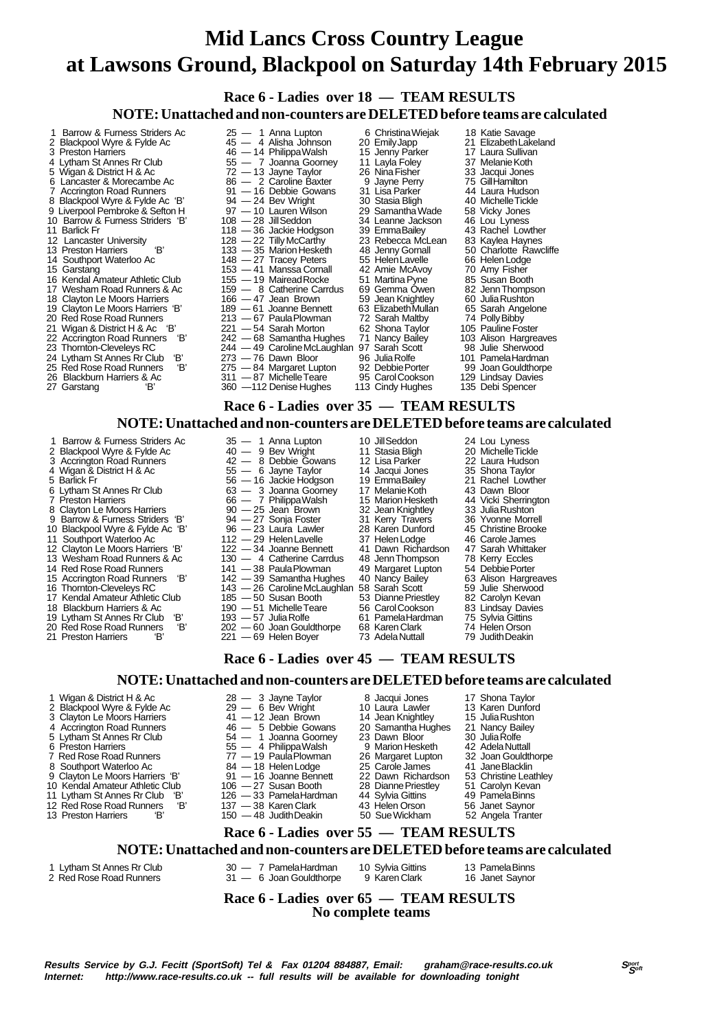# Mid Lancs Cross Country League

# at Lawsons Ground, Blackpool on Saturday 14th February 2015

## Race 6 - Ladies over 18 — TEAM RESULTS

### NOTE: Unattached and non-counters are DELETED before teams are calculated

| Pos | Team | Pts | Runner 1 | Runner 2 | Runner 3 |
|---|---|---|---|---|---|
| 1 | Barrow & Furness Striders Ac | 25 | 1 Anna Lupton | 6 Christina Wiejak | 18 Katie Savage |
| 2 | Blackpool Wyre & Fylde Ac | 45 | 4 Alisha Johnson | 20 Emily Japp | 21 Elizabeth Lakeland |
| 3 | Preston Harriers | 46 | 14 Philippa Walsh | 15 Jenny Parker | 17 Laura Sullivan |
| 4 | Lytham St Annes Rr Club | 55 | 7 Joanna Goorney | 11 Layla Foley | 37 Melanie Koth |
| 5 | Wigan & District H & Ac | 72 | 13 Jayne Taylor | 26 Nina Fisher | 33 Jacqui Jones |
| 6 | Lancaster & Morecambe Ac | 86 | 2 Caroline Baxter | 9 Jayne Perry | 75 Gill Hamilton |
| 7 | Accrington Road Runners | 91 | 16 Debbie Gowans | 31 Lisa Parker | 44 Laura Hudson |
| 8 | Blackpool Wyre & Fylde Ac 'B' | 94 | 24 Bev Wright | 30 Stasia Bligh | 40 Michelle Tickle |
| 9 | Liverpool Pembroke & Sefton H | 97 | 10 Lauren Wilson | 29 Samantha Wade | 58 Vicky Jones |
| 10 | Barrow & Furness Striders 'B' | 108 | 28 Jill Seddon | 34 Leanne Jackson | 46 Lou Lyness |
| 11 | Barlick Fr | 118 | 36 Jackie Hodgson | 39 Emma Bailey | 43 Rachel Lowther |
| 12 | Lancaster University | 128 | 22 Tilly McCarthy | 23 Rebecca McLean | 83 Kaylea Haynes |
| 13 | Preston Harriers 'B' | 133 | 35 Marion Hesketh | 48 Jenny Gornall | 50 Charlotte Rawcliffe |
| 14 | Southport Waterloo Ac | 148 | 27 Tracey Peters | 55 Helen Lavelle | 66 Helen Lodge |
| 15 | Garstang | 153 | 41 Manssa Cornall | 42 Amie McAvoy | 70 Amy Fisher |
| 16 | Kendal Amateur Athletic Club | 155 | 19 Mairead Rocke | 51 Martina Pyne | 85 Susan Booth |
| 17 | Wesham Road Runners & Ac | 159 | 8 Catherine Carrdus | 69 Gemma Owen | 82 Jenn Thompson |
| 18 | Clayton Le Moors Harriers | 166 | 47 Jean Brown | 59 Jean Knightley | 60 Julia Rushton |
| 19 | Clayton Le Moors Harriers 'B' | 189 | 61 Joanne Bennett | 63 Elizabeth Mullan | 65 Sarah Angelone |
| 20 | Red Rose Road Runners | 213 | 67 Paula Plowman | 72 Sarah Maltby | 74 Polly Bibby |
| 21 | Wigan & District H & Ac 'B' | 221 | 54 Sarah Morton | 62 Shona Taylor | 105 Pauline Foster |
| 22 | Accrington Road Runners 'B' | 242 | 68 Samantha Hughes | 71 Nancy Bailey | 103 Alison Hargreaves |
| 23 | Thornton-Cleveleys RC | 244 | 49 Caroline McLaughlan | 97 Sarah Scott | 98 Julie Sherwood |
| 24 | Lytham St Annes Rr Club 'B' | 273 | 76 Dawn Bloor | 96 Julia Rolfe | 101 Pamela Hardman |
| 25 | Red Rose Road Runners 'B' | 275 | 84 Margaret Lupton | 92 Debbie Porter | 99 Joan Gouldthorpe |
| 26 | Blackburn Harriers & Ac | 311 | 87 Michelle Teare | 95 Carol Cookson | 129 Lindsay Davies |
| 27 | Garstang 'B' | 360 | 112 Denise Hughes | 113 Cindy Hughes | 135 Debi Spencer |

## Race 6 - Ladies over 35 — TEAM RESULTS

### NOTE: Unattached and non-counters are DELETED before teams are calculated

| Pos | Team | Pts | Runner 1 | Runner 2 | Runner 3 |
|---|---|---|---|---|---|
| 1 | Barrow & Furness Striders Ac | 35 | 1 Anna Lupton | 10 Jill Seddon | 24 Lou Lyness |
| 2 | Blackpool Wyre & Fylde Ac | 40 | 9 Bev Wright | 11 Stasia Bligh | 20 Michelle Tickle |
| 3 | Accrington Road Runners | 42 | 8 Debbie Gowans | 12 Lisa Parker | 22 Laura Hudson |
| 4 | Wigan & District H & Ac | 55 | 6 Jayne Taylor | 14 Jacqui Jones | 35 Shona Taylor |
| 5 | Barlick Fr | 56 | 16 Jackie Hodgson | 19 Emma Bailey | 21 Rachel Lowther |
| 6 | Lytham St Annes Rr Club | 63 | 3 Joanna Goorney | 17 Melanie Koth | 43 Dawn Bloor |
| 7 | Preston Harriers | 66 | 7 Philippa Walsh | 15 Marion Hesketh | 44 Vicki Sherrington |
| 8 | Clayton Le Moors Harriers | 90 | 25 Jean Brown | 32 Jean Knightley | 33 Julia Rushton |
| 9 | Barrow & Furness Striders 'B' | 94 | 27 Sonja Foster | 31 Kerry Travers | 36 Yvonne Morrell |
| 10 | Blackpool Wyre & Fylde Ac 'B' | 96 | 23 Laura Lawler | 28 Karen Dunford | 45 Christine Brooke |
| 11 | Southport Waterloo Ac | 112 | 29 Helen Lavelle | 37 Helen Lodge | 46 Carole James |
| 12 | Clayton Le Moors Harriers 'B' | 122 | 34 Joanne Bennett | 41 Dawn Richardson | 47 Sarah Whittaker |
| 13 | Wesham Road Runners & Ac | 130 | 4 Catherine Carrdus | 48 Jenn Thompson | 78 Kerry Eccles |
| 14 | Red Rose Road Runners | 141 | 38 Paula Plowman | 49 Margaret Lupton | 54 Debbie Porter |
| 15 | Accrington Road Runners 'B' | 142 | 39 Samantha Hughes | 40 Nancy Bailey | 63 Alison Hargreaves |
| 16 | Thornton-Cleveleys RC | 143 | 26 Caroline McLaughlan | 58 Sarah Scott | 59 Julie Sherwood |
| 17 | Kendal Amateur Athletic Club | 185 | 50 Susan Booth | 53 Dianne Priestley | 82 Carolyn Kevan |
| 18 | Blackburn Harriers & Ac | 190 | 51 Michelle Teare | 56 Carol Cookson | 83 Lindsay Davies |
| 19 | Lytham St Annes Rr Club 'B' | 193 | 57 Julia Rolfe | 61 Pamela Hardman | 75 Sylvia Gittins |
| 20 | Red Rose Road Runners 'B' | 202 | 60 Joan Gouldthorpe | 68 Karen Clark | 74 Helen Orson |
| 21 | Preston Harriers 'B' | 221 | 69 Helen Boyer | 73 Adela Nuttall | 79 Judith Deakin |

## Race 6 - Ladies over 45 — TEAM RESULTS

### NOTE: Unattached and non-counters are DELETED before teams are calculated

| Pos | Team | Pts | Runner 1 | Runner 2 | Runner 3 |
|---|---|---|---|---|---|
| 1 | Wigan & District H & Ac | 28 | 3 Jayne Taylor | 8 Jacqui Jones | 17 Shona Taylor |
| 2 | Blackpool Wyre & Fylde Ac | 29 | 6 Bev Wright | 10 Laura Lawler | 13 Karen Dunford |
| 3 | Clayton Le Moors Harriers | 41 | 12 Jean Brown | 14 Jean Knightley | 15 Julia Rushton |
| 4 | Accrington Road Runners | 46 | 5 Debbie Gowans | 20 Samantha Hughes | 21 Nancy Bailey |
| 5 | Lytham St Annes Rr Club | 54 | 1 Joanna Goorney | 23 Dawn Bloor | 30 Julia Rolfe |
| 6 | Preston Harriers | 55 | 4 Philippa Walsh | 9 Marion Hesketh | 42 Adela Nuttall |
| 7 | Red Rose Road Runners | 77 | 19 Paula Plowman | 26 Margaret Lupton | 32 Joan Gouldthorpe |
| 8 | Southport Waterloo Ac | 84 | 18 Helen Lodge | 25 Carole James | 41 Jane Blacklin |
| 9 | Clayton Le Moors Harriers 'B' | 91 | 16 Joanne Bennett | 22 Dawn Richardson | 53 Christine Leathley |
| 10 | Kendal Amateur Athletic Club | 106 | 27 Susan Booth | 28 Dianne Priestley | 51 Carolyn Kevan |
| 11 | Lytham St Annes Rr Club 'B' | 126 | 33 Pamela Hardman | 44 Sylvia Gittins | 49 Pamela Binns |
| 12 | Red Rose Road Runners 'B' | 137 | 38 Karen Clark | 43 Helen Orson | 56 Janet Saynor |
| 13 | Preston Harriers 'B' | 150 | 48 Judith Deakin | 50 Sue Wickham | 52 Angela Tranter |

## Race 6 - Ladies over 55 — TEAM RESULTS

### NOTE: Unattached and non-counters are DELETED before teams are calculated

| Pos | Team | Pts | Runner 1 | Runner 2 | Runner 3 |
|---|---|---|---|---|---|
| 1 | Lytham St Annes Rr Club | 30 | 7 Pamela Hardman | 10 Sylvia Gittins | 13 Pamela Binns |
| 2 | Red Rose Road Runners | 31 | 6 Joan Gouldthorpe | 9 Karen Clark | 16 Janet Saynor |

## Race 6 - Ladies over 65 — TEAM RESULTS

**No complete teams**

*Results Service by G.J. Fecitt (SportSoft) Tel & Fax 01204 884887, Email: graham@race-results.co.uk*
*Internet: http://www.race-results.co.uk -- full results will be available for downloading tonight*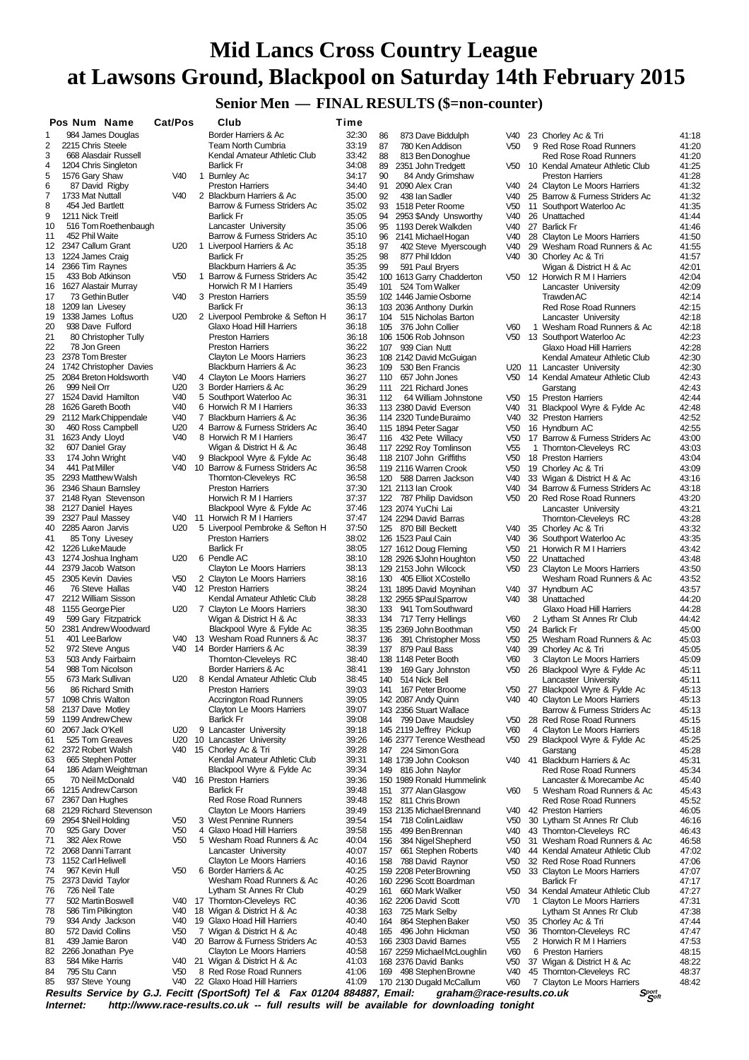# Mid Lancs Cross Country League at Lawsons Ground, Blackpool on Saturday 14th February 2015

## Senior Men — FINAL RESULTS ($=non-counter)

| Pos | Num | Name | Cat | Cat Pos | Club | Time |
|---|---|---|---|---|---|---|
| 1 | 984 | James Douglas | | | Border Harriers & Ac | 32:30 |
| 2 | 2215 | Chris Steele | | | Team North Cumbria | 33:19 |
| 3 | 668 | Alasdair Russell | | | Kendal Amateur Athletic Club | 33:42 |
| 4 | 1204 | Chris Singleton | | | Barlick Fr | 34:08 |
| 5 | 1576 | Gary Shaw | V40 | 1 | Burnley Ac | 34:17 |
| 6 | 87 | David Rigby | | | Preston Harriers | 34:40 |
| 7 | 1733 | Mat Nuttall | V40 | 2 | Blackburn Harriers & Ac | 35:00 |
| 8 | 454 | Jed Bartlett | | | Barrow & Furness Striders Ac | 35:02 |
| 9 | 1211 | Nick Treitl | | | Barlick Fr | 35:05 |
| 10 | 516 | Tom Roethenbaugh | | | Lancaster University | 35:06 |
| 11 | 452 | Phil Waite | | | Barrow & Furness Striders Ac | 35:10 |
| 12 | 2347 | Callum Grant | U20 | 1 | Liverpool Harriers & Ac | 35:18 |
| 13 | 1224 | James Craig | | | Barlick Fr | 35:25 |
| 14 | 2366 | Tim Raynes | | | Blackburn Harriers & Ac | 35:35 |
| 15 | 433 | Bob Atkinson | V50 | 1 | Barrow & Furness Striders Ac | 35:42 |
| 16 | 1627 | Alastair Murray | | | Horwich R M I Harriers | 35:49 |
| 17 | 73 | Gethin Butler | V40 | 3 | Preston Harriers | 35:59 |
| 18 | 1209 | Ian Livesey | | | Barlick Fr | 36:13 |
| 19 | 1338 | James Loftus | U20 | 2 | Liverpool Pembroke & Sefton H | 36:17 |
| 20 | 938 | Dave Fulford | | | Glaxo Hoad Hill Harriers | 36:18 |
| 21 | 80 | Christopher Tully | | | Preston Harriers | 36:18 |
| 22 | 78 | Jon Green | | | Preston Harriers | 36:22 |
| 23 | 2378 | Tom Brester | | | Clayton Le Moors Harriers | 36:23 |
| 24 | 1742 | Christopher Davies | | | Blackburn Harriers & Ac | 36:23 |
| 25 | 2084 | Breton Holdsworth | V40 | 4 | Clayton Le Moors Harriers | 36:27 |
| 26 | 999 | Neil Orr | U20 | 3 | Border Harriers & Ac | 36:29 |
| 27 | 1524 | David Hamilton | V40 | 5 | Southport Waterloo Ac | 36:31 |
| 28 | 1626 | Gareth Booth | V40 | 6 | Horwich R M I Harriers | 36:33 |
| 29 | 2112 | Mark Chippendale | V40 | 7 | Blackburn Harriers & Ac | 36:36 |
| 30 | 460 | Ross Campbell | U20 | 4 | Barrow & Furness Striders Ac | 36:40 |
| 31 | 1623 | Andy Lloyd | V40 | 8 | Horwich R M I Harriers | 36:47 |
| 32 | 607 | Daniel Gray | | | Wigan & District H & Ac | 36:48 |
| 33 | 174 | John Wright | V40 | 9 | Blackpool Wyre & Fylde Ac | 36:48 |
| 34 | 441 | Pat Miller | V40 | 10 | Barrow & Furness Striders Ac | 36:58 |
| 35 | 2293 | Matthew Walsh | | | Thornton-Cleveleys RC | 36:58 |
| 36 | 2346 | Shaun Barnsley | | | Preston Harriers | 37:30 |
| 37 | 2148 | Ryan Stevenson | | | Horwich R M I Harriers | 37:37 |
| 38 | 2127 | Daniel Hayes | | | Blackpool Wyre & Fylde Ac | 37:46 |
| 39 | 2327 | Paul Massey | V40 | 11 | Horwich R M I Harriers | 37:47 |
| 40 | 2285 | Aaron Jarvis | U20 | 5 | Liverpool Pembroke & Sefton H | 37:50 |
| 41 | 85 | Tony Livesey | | | Preston Harriers | 38:02 |
| 42 | 1226 | Luke Maude | | | Barlick Fr | 38:05 |
| 43 | 1274 | Joshua Ingham | U20 | 6 | Pendle AC | 38:10 |
| 44 | 2379 | Jacob Watson | | | Clayton Le Moors Harriers | 38:13 |
| 45 | 2305 | Kevin Davies | V50 | 2 | Clayton Le Moors Harriers | 38:16 |
| 46 | 76 | Steve Hallas | V40 | 12 | Preston Harriers | 38:24 |
| 47 | 2212 | William Sisson | | | Kendal Amateur Athletic Club | 38:28 |
| 48 | 1155 | George Pier | U20 | 7 | Clayton Le Moors Harriers | 38:30 |
| 49 | 599 | Gary Fitzpatrick | | | Wigan & District H & Ac | 38:33 |
| 50 | 2381 | Andrew Woodward | | | Blackpool Wyre & Fylde Ac | 38:35 |
| 51 | 401 | Lee Barlow | V40 | 13 | Wesham Road Runners & Ac | 38:37 |
| 52 | 972 | Steve Angus | V40 | 14 | Border Harriers & Ac | 38:39 |
| 53 | 503 | Andy Fairbairn | | | Thornton-Cleveleys RC | 38:40 |
| 54 | 988 | Tom Nicolson | | | Border Harriers & Ac | 38:41 |
| 55 | 673 | Mark Sullivan | U20 | 8 | Kendal Amateur Athletic Club | 38:45 |
| 56 | 86 | Richard Smith | | | Preston Harriers | 39:03 |
| 57 | 1098 | Chris Walton | | | Accrington Road Runners | 39:05 |
| 58 | 2137 | Dave Motley | | | Clayton Le Moors Harriers | 39:07 |
| 59 | 1199 | Andrew Chew | | | Barlick Fr | 39:08 |
| 60 | 2067 | Jack O'Kell | U20 | 9 | Lancaster University | 39:18 |
| 61 | 525 | Tom Greaves | U20 | 10 | Lancaster University | 39:26 |
| 62 | 2372 | Robert Walsh | V40 | 15 | Chorley Ac & Tri | 39:28 |
| 63 | 665 | Stephen Potter | | | Kendal Amateur Athletic Club | 39:31 |
| 64 | 186 | Adam Weightman | | | Blackpool Wyre & Fylde Ac | 39:34 |
| 65 | 70 | Neil McDonald | V40 | 16 | Preston Harriers | 39:36 |
| 66 | 1215 | Andrew Carson | | | Barlick Fr | 39:48 |
| 67 | 2367 | Dan Hughes | | | Red Rose Road Runners | 39:48 |
| 68 | 2129 | Richard Stevenson | | | Clayton Le Moors Harriers | 39:49 |
| 69 | 2954 | $Neil Holding | V50 | 3 | West Pennine Runners | 39:54 |
| 70 | 925 | Gary Dover | V50 | 4 | Glaxo Hoad Hill Harriers | 39:58 |
| 71 | 382 | Alex Rowe | V50 | 5 | Wesham Road Runners & Ac | 40:04 |
| 72 | 2068 | Danni Tarrant | | | Lancaster University | 40:07 |
| 73 | 1152 | Carl Heliwell | | | Clayton Le Moors Harriers | 40:16 |
| 74 | 967 | Kevin Hull | V50 | 6 | Border Harriers & Ac | 40:25 |
| 75 | 2373 | David Taylor | | | Wesham Road Runners & Ac | 40:26 |
| 76 | 726 | Neil Tate | | | Lytham St Annes Rr Club | 40:29 |
| 77 | 502 | Martin Boswell | V40 | 17 | Thornton-Cleveleys RC | 40:36 |
| 78 | 586 | Tim Pilkington | V40 | 18 | Wigan & District H & Ac | 40:38 |
| 79 | 934 | Andy Jackson | V40 | 19 | Glaxo Hoad Hill Harriers | 40:40 |
| 80 | 572 | David Collins | V50 | 7 | Wigan & District H & Ac | 40:48 |
| 81 | 439 | Jamie Baron | V40 | 20 | Barrow & Furness Striders Ac | 40:53 |
| 82 | 2266 | Jonathan Pye | | | Clayton Le Moors Harriers | 40:58 |
| 83 | 584 | Mike Harris | V40 | 21 | Wigan & District H & Ac | 41:03 |
| 84 | 795 | Stu Cann | V50 | 8 | Red Rose Road Runners | 41:06 |
| 85 | 937 | Steve Young | V40 | 22 | Glaxo Hoad Hill Harriers | 41:09 |
| 86 | 873 | Dave Biddulph | V40 | 23 | Chorley Ac & Tri | 41:18 |
| 87 | 780 | Ken Addison | V50 | 9 | Red Rose Road Runners | 41:20 |
| 88 | 813 | Ben Donoghue | | | Red Rose Road Runners | 41:20 |
| 89 | 2351 | John Tredgett | V50 | 10 | Kendal Amateur Athletic Club | 41:25 |
| 90 | 84 | Andy Grimshaw | | | Preston Harriers | 41:28 |
| 91 | 2090 | Alex Cran | V40 | 24 | Clayton Le Moors Harriers | 41:32 |
| 92 | 438 | Ian Sadler | V40 | 25 | Barrow & Furness Striders Ac | 41:32 |
| 93 | 1518 | Peter Roome | V50 | 11 | Southport Waterloo Ac | 41:35 |
| 94 | 2953 | $Andy Unsworthy | V40 | 26 | Unattached | 41:44 |
| 95 | 1193 | Derek Walkden | V40 | 27 | Barlick Fr | 41:46 |
| 96 | 2141 | Michael Hogan | V40 | 28 | Clayton Le Moors Harriers | 41:50 |
| 97 | 402 | Steve Myerscough | V40 | 29 | Wesham Road Runners & Ac | 41:55 |
| 98 | 877 | Phil Iddon | V40 | 30 | Chorley Ac & Tri | 41:57 |
| 99 | 591 | Paul Bryers | | | Wigan & District H & Ac | 42:01 |
| 100 | 1613 | Garry Chadderton | V50 | 12 | Horwich R M I Harriers | 42:04 |
| 101 | 524 | Tom Walker | | | Lancaster University | 42:09 |
| 102 | 1446 | Jamie Osborne | | | Trawden AC | 42:14 |
| 103 | 2036 | Anthony Durkin | | | Red Rose Road Runners | 42:15 |
| 104 | 515 | Nicholas Barton | | | Lancaster University | 42:18 |
| 105 | 376 | John Collier | V60 | 1 | Wesham Road Runners & Ac | 42:18 |
| 106 | 1506 | Rob Johnson | V50 | 13 | Southport Waterloo Ac | 42:23 |
| 107 | 939 | Cian Nutt | | | Glaxo Hoad Hill Harriers | 42:28 |
| 108 | 2142 | David McGuigan | | | Kendal Amateur Athletic Club | 42:30 |
| 109 | 530 | Ben Francis | U20 | 11 | Lancaster University | 42:30 |
| 110 | 657 | John Jones | V50 | 14 | Kendal Amateur Athletic Club | 42:43 |
| 111 | 221 | Richard Jones | | | Garstang | 42:43 |
| 112 | 64 | William Johnstone | V50 | 15 | Preston Harriers | 42:44 |
| 113 | 2380 | David Everson | V40 | 31 | Blackpool Wyre & Fylde Ac | 42:48 |
| 114 | 2320 | Tunde Buraimo | V40 | 32 | Preston Harriers | 42:52 |
| 115 | 1894 | Peter Sagar | V50 | 16 | Hyndburn AC | 42:55 |
| 116 | 432 | Pete Willacy | V50 | 17 | Barrow & Furness Striders Ac | 43:00 |
| 117 | 2292 | Roy Tomlinson | V55 | 1 | Thornton-Cleveleys RC | 43:03 |
| 118 | 2107 | John Griffiths | V50 | 18 | Preston Harriers | 43:04 |
| 119 | 2116 | Warren Crook | V50 | 19 | Chorley Ac & Tri | 43:09 |
| 120 | 588 | Darren Jackson | V40 | 33 | Wigan & District H & Ac | 43:16 |
| 121 | 2113 | Ian Crook | V40 | 34 | Barrow & Furness Striders Ac | 43:18 |
| 122 | 787 | Philip Davidson | V50 | 20 | Red Rose Road Runners | 43:20 |
| 123 | 2074 | YuChi Lai | | | Lancaster University | 43:21 |
| 124 | 2294 | David Barras | | | Thornton-Cleveleys RC | 43:28 |
| 125 | 870 | Bill Beckett | V40 | 35 | Chorley Ac & Tri | 43:32 |
| 126 | 1523 | Paul Cain | V40 | 36 | Southport Waterloo Ac | 43:35 |
| 127 | 1612 | Doug Fleming | V50 | 21 | Horwich R M I Harriers | 43:42 |
| 128 | 2926 | $John Houghton | V50 | 22 | Unattached | 43:48 |
| 129 | 2153 | John Wilcock | V50 | 23 | Clayton Le Moors Harriers | 43:50 |
| 130 | 405 | Elliot XCostello | | | Wesham Road Runners & Ac | 43:52 |
| 131 | 1895 | David Moynihan | V40 | 37 | Hyndburn AC | 43:57 |
| 132 | 2955 | $Paul Sparrow | V40 | 38 | Unattached | 44:20 |
| 133 | 941 | Tom Southward | | | Glaxo Hoad Hill Harriers | 44:28 |
| 134 | 717 | Terry Hellings | V60 | 2 | Lytham St Annes Rr Club | 44:42 |
| 135 | 2369 | John Boothman | V50 | 24 | Barlick Fr | 45:00 |
| 136 | 391 | Christopher Moss | V50 | 25 | Wesham Road Runners & Ac | 45:03 |
| 137 | 879 | Paul Bass | V40 | 39 | Chorley Ac & Tri | 45:05 |
| 138 | 1148 | Peter Booth | V60 | 3 | Clayton Le Moors Harriers | 45:09 |
| 139 | 169 | Gary Johnston | V50 | 26 | Blackpool Wyre & Fylde Ac | 45:11 |
| 140 | 514 | Nick Bell | | | Lancaster University | 45:11 |
| 141 | 167 | Peter Broome | V50 | 27 | Blackpool Wyre & Fylde Ac | 45:13 |
| 142 | 2087 | Andy Quinn | V40 | 40 | Clayton Le Moors Harriers | 45:13 |
| 143 | 2356 | Stuart Wallace | | | Barrow & Furness Striders Ac | 45:13 |
| 144 | 799 | Dave Maudsley | V50 | 28 | Red Rose Road Runners | 45:15 |
| 145 | 2119 | Jeffrey Pickup | V60 | 4 | Clayton Le Moors Harriers | 45:18 |
| 146 | 2377 | Terence Westhead | V50 | 29 | Blackpool Wyre & Fylde Ac | 45:25 |
| 147 | 224 | Simon Gora | | | Garstang | 45:28 |
| 148 | 1739 | John Cookson | V40 | 41 | Blackburn Harriers & Ac | 45:31 |
| 149 | 816 | John Naylor | | | Red Rose Road Runners | 45:34 |
| 150 | 1989 | Ronald Hummelink | | | Lancaster & Morecambe Ac | 45:40 |
| 151 | 377 | Alan Glasgow | V60 | 5 | Wesham Road Runners & Ac | 45:43 |
| 152 | 811 | Chris Brown | | | Red Rose Road Runners | 45:52 |
| 153 | 2135 | Michael Brennand | V40 | 42 | Preston Harriers | 46:05 |
| 154 | 718 | Colin Laidlaw | V50 | 30 | Lytham St Annes Rr Club | 46:16 |
| 155 | 499 | Ben Brennan | V40 | 43 | Thornton-Cleveleys RC | 46:43 |
| 156 | 384 | Nigel Shepherd | V50 | 31 | Wesham Road Runners & Ac | 46:58 |
| 157 | 661 | Stephen Roberts | V40 | 44 | Kendal Amateur Athletic Club | 47:02 |
| 158 | 788 | David Raynor | V50 | 32 | Red Rose Road Runners | 47:06 |
| 159 | 2208 | Peter Browning | V50 | 33 | Clayton Le Moors Harriers | 47:07 |
| 160 | 2296 | Scott Boardman | | | Barlick Fr | 47:17 |
| 161 | 660 | Mark Walker | V50 | 34 | Kendal Amateur Athletic Club | 47:27 |
| 162 | 2206 | David Scott | V70 | 1 | Clayton Le Moors Harriers | 47:31 |
| 163 | 725 | Mark Selby | | | Lytham St Annes Rr Club | 47:38 |
| 164 | 864 | Stephen Baker | V50 | 35 | Chorley Ac & Tri | 47:44 |
| 165 | 496 | John Hickman | V50 | 36 | Thornton-Cleveleys RC | 47:47 |
| 166 | 2303 | David Barnes | V55 | 2 | Horwich R M I Harriers | 47:53 |
| 167 | 2259 | Michael McLoughlin | V60 | 6 | Preston Harriers | 48:15 |
| 168 | 2376 | David Banks | V50 | 37 | Wigan & District H & Ac | 48:22 |
| 169 | 498 | Stephen Browne | V40 | 45 | Thornton-Cleveleys RC | 48:37 |
| 170 | 2130 | Dugald McCallum | V60 | 7 | Clayton Le Moors Harriers | 48:42 |

***Results Service by G.J. Fecitt (SportSoft) Tel & Fax 01204 884887, Email: graham@race-results.co.uk***

***Internet: http://www.race-results.co.uk -- full results will be available for downloading tonight***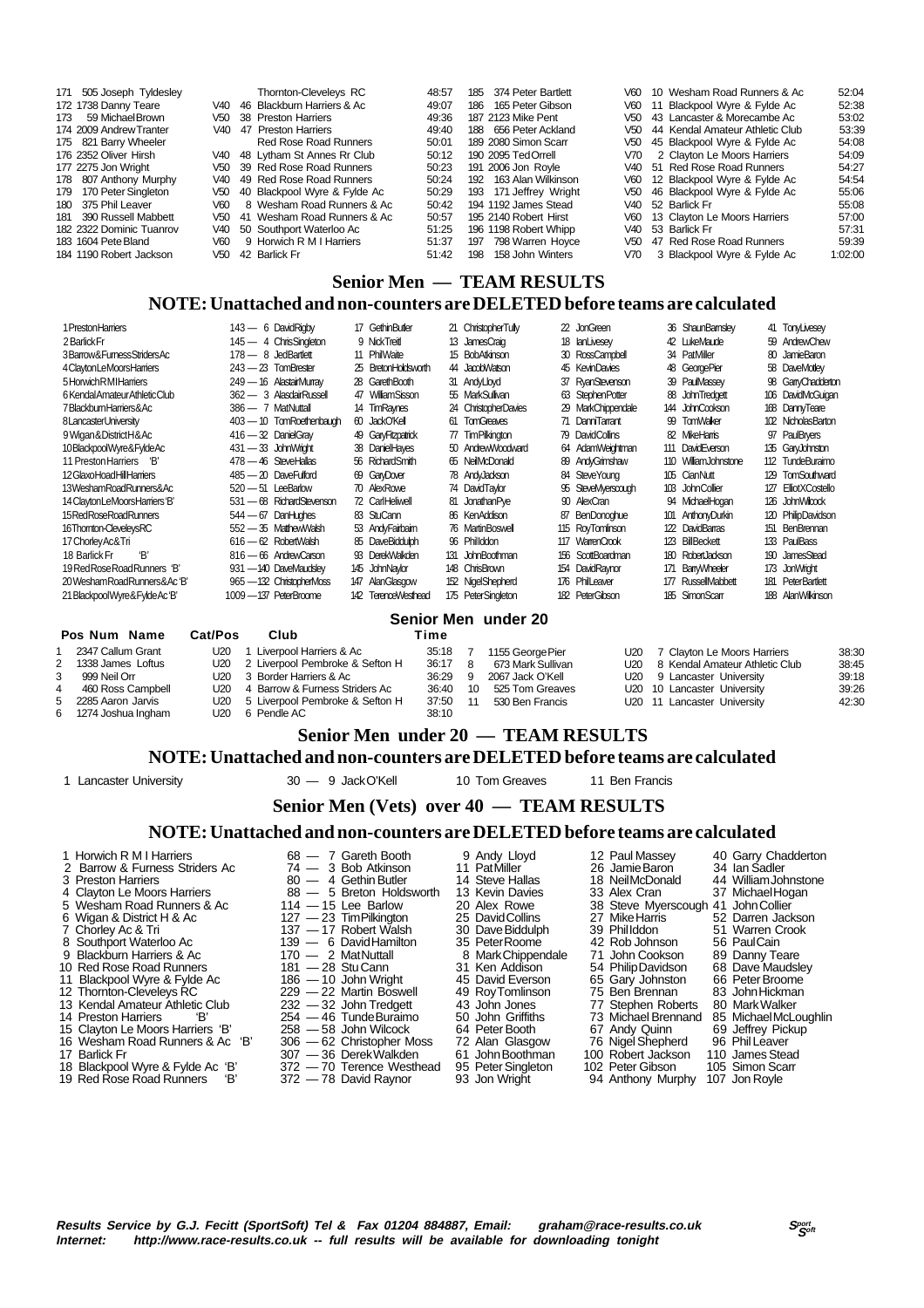| Pos | Num | Name | Cat/Pos | Club | Time |
|---|---|---|---|---|---|
| 171 | 505 | Joseph Tyldesley | | Thornton-Cleveleys RC | 48:57 |
| 172 | 1738 | Danny Teare | V40 46 | Blackburn Harriers & Ac | 49:07 |
| 173 | 59 | Michael Brown | V50 38 | Preston Harriers | 49:36 |
| 174 | 2009 | Andrew Tranter | V40 47 | Preston Harriers | 49:40 |
| 175 | 821 | Barry Wheeler | | Red Rose Road Runners | 50:01 |
| 176 | 2352 | Oliver Hirsh | V40 48 | Lytham St Annes Rr Club | 50:12 |
| 177 | 2275 | Jon Wright | V50 39 | Red Rose Road Runners | 50:23 |
| 178 | 807 | Anthony Murphy | V40 49 | Red Rose Road Runners | 50:24 |
| 179 | 170 | Peter Singleton | V50 40 | Blackpool Wyre & Fylde Ac | 50:29 |
| 180 | 375 | Phil Leaver | V60 8 | Wesham Road Runners & Ac | 50:42 |
| 181 | 390 | Russell Mabbett | V50 41 | Wesham Road Runners & Ac | 50:57 |
| 182 | 2322 | Dominic Tuanrov | V40 50 | Southport Waterloo Ac | 51:25 |
| 183 | 1604 | Pete Bland | V60 9 | Horwich R M I Harriers | 51:37 |
| 184 | 1190 | Robert Jackson | V50 42 | Barlick Fr | 51:42 |
| 185 | 374 | Peter Bartlett | V60 10 | Wesham Road Runners & Ac | 52:04 |
| 186 | 165 | Peter Gibson | V60 11 | Blackpool Wyre & Fylde Ac | 52:38 |
| 187 | 2123 | Mike Pent | V50 43 | Lancaster & Morecambe Ac | 53:02 |
| 188 | 656 | Peter Ackland | V50 44 | Kendal Amateur Athletic Club | 53:39 |
| 189 | 2080 | Simon Scarr | V50 45 | Blackpool Wyre & Fylde Ac | 54:08 |
| 190 | 2095 | Ted Orrell | V70 2 | Clayton Le Moors Harriers | 54:09 |
| 191 | 2006 | Jon Royle | V40 51 | Red Rose Road Runners | 54:27 |
| 192 | 163 | Alan Wilkinson | V60 12 | Blackpool Wyre & Fylde Ac | 54:54 |
| 193 | 171 | Jeffrey Wright | V50 46 | Blackpool Wyre & Fylde Ac | 55:06 |
| 194 | 1192 | James Stead | V40 52 | Barlick Fr | 55:08 |
| 195 | 2140 | Robert Hirst | V60 13 | Clayton Le Moors Harriers | 57:00 |
| 196 | 1198 | Robert Whipp | V40 53 | Barlick Fr | 57:31 |
| 197 | 798 | Warren Hoyce | V50 47 | Red Rose Road Runners | 59:39 |
| 198 | 158 | John Winters | V70 3 | Blackpool Wyre & Fylde Ac | 1:02:00 |

## Senior Men — TEAM RESULTS

### NOTE: Unattached and non-counters are DELETED before teams are calculated

| Pos | Team | Pts | | | | | | |
|---|---|---|---|---|---|---|---|---|
| 1 | Preston Harriers | 143 | 6 David Rigby | 17 Gethin Butler | 21 Christopher Tully | 22 Jon Green | 36 Shaun Barnsley | 41 Tony Livesey |
| 2 | Barlick Fr | 145 | 4 Chris Singleton | 9 Nick Treitl | 13 James Craig | 18 Ian Livesey | 42 Luke Maude | 59 Andrew Chew |
| 3 | Barrow & Furness Striders Ac | 178 | 8 Jed Bartlett | 11 Phil Waite | 15 Bob Atkinson | 30 Ross Campbell | 34 Pat Miller | 80 Jamie Baron |
| 4 | Clayton Le Moors Harriers | 243 | 23 Tom Brester | 25 Breton Holdsworth | 44 Jacob Watson | 45 Kevin Davies | 48 George Pier | 58 Dave Motley |
| 5 | Horwich R M I Harriers | 249 | 16 Alastair Murray | 28 Gareth Booth | 31 Andy Lloyd | 37 Ryan Stevenson | 39 Paul Massey | 98 Garry Chadderton |
| 6 | Kendal Amateur Athletic Club | 362 | 3 Alasdair Russell | 47 William Sisson | 55 Mark Sullivan | 63 Stephen Potter | 88 John Tredgett | 106 David McGuigan |
| 7 | Blackburn Harriers & Ac | 386 | 7 Mat Nuttall | 14 Tim Raynes | 24 Christopher Davies | 29 Mark Chippendale | 144 John Cookson | 168 Danny Teare |
| 8 | Lancaster University | 403 | 10 Tom Roethenbaugh | 60 Jack O'Kell | 61 Tom Greaves | 71 Danni Tarrant | 99 Tom Walker | 102 Nicholas Barton |
| 9 | Wigan & District H & Ac | 416 | 32 Daniel Gray | 49 Gary Fitzpatrick | 77 Tim Pilkington | 79 David Collins | 82 Mike Harris | 97 Paul Bryers |
| 10 | Blackpool Wyre & Fylde Ac | 431 | 33 John Wright | 38 Daniel Hayes | 50 Andrew Woodward | 64 Adam Weightman | 111 David Everson | 135 Gary Johnston |
| 11 | Preston Harriers 'B' | 478 | 46 Steve Hallas | 56 Richard Smith | 65 Neil McDonald | 89 Andy Grimshaw | 110 William Johnstone | 112 Tunde Buraimo |
| 12 | Glaxo Hoad Hill Harriers | 485 | 20 Dave Fulford | 69 Gary Dover | 78 Andy Jackson | 84 Steve Young | 105 Cian Nutt | 129 Tom Southward |
| 13 | Wesham Road Runners & Ac | 520 | 51 Lee Barlow | 70 Alex Rowe | 74 David Taylor | 95 Steve Myerscough | 103 John Collier | 127 Elliot X Costello |
| 14 | Clayton Le Moors Harriers 'B' | 531 | 68 Richard Stevenson | 72 Carl Heliwell | 81 Jonathan Pye | 90 Alex Cran | 94 Michael Hogan | 126 John Wilcock |
| 15 | Red Rose Road Runners | 544 | 67 Dan Hughes | 83 Stu Cann | 86 Ken Addison | 87 Ben Donoghue | 101 Anthony Durkin | 120 Philip Davidson |
| 16 | Thornton-Cleveleys RC | 552 | 35 Matthew Walsh | 53 Andy Fairbairn | 76 Martin Boswell | 115 Roy Tomlinson | 122 David Barras | 151 Ben Brennan |
| 17 | Chorley Ac & Tri | 616 | 62 Robert Walsh | 85 Dave Biddulph | 96 Phil Iddon | 117 Warren Crook | 123 Bill Beckett | 133 Paul Bass |
| 18 | Barlick Fr 'B' | 816 | 66 Andrew Carson | 93 Derek Walkden | 131 John Boothman | 156 Scott Boardman | 180 Robert Jackson | 190 James Stead |
| 19 | Red Rose Road Runners 'B' | 931 | 140 Dave Maudsley | 145 John Naylor | 148 Chris Brown | 154 David Raynor | 171 Barry Wheeler | 173 Jon Wright |
| 20 | Wesham Road Runners & Ac 'B' | 965 | 132 Christopher Moss | 147 Alan Glasgow | 152 Nigel Shepherd | 176 Phil Leaver | 177 Russell Mabbett | 181 Peter Bartlett |
| 21 | Blackpool Wyre & Fylde Ac 'B' | 1009 | 137 Peter Broome | 142 Terence Westhead | 175 Peter Singleton | 182 Peter Gibson | 185 Simon Scarr | 188 Alan Wilkinson |

## Senior Men under 20

| Pos | Num | Name | Cat/Pos | Club | Time |
|---|---|---|---|---|---|
| 1 | 2347 | Callum Grant | U20 1 | Liverpool Harriers & Ac | 35:18 |
| 2 | 1338 | James Loftus | U20 2 | Liverpool Pembroke & Sefton H | 36:17 |
| 3 | 999 | Neil Orr | U20 3 | Border Harriers & Ac | 36:29 |
| 4 | 460 | Ross Campbell | U20 4 | Barrow & Furness Striders Ac | 36:40 |
| 5 | 2285 | Aaron Jarvis | U20 5 | Liverpool Pembroke & Sefton H | 37:50 |
| 6 | 1274 | Joshua Ingham | U20 6 | Pendle AC | 38:10 |
| 7 | 1155 | George Pier | U20 7 | Clayton Le Moors Harriers | 38:30 |
| 8 | 673 | Mark Sullivan | U20 8 | Kendal Amateur Athletic Club | 38:45 |
| 9 | 2067 | Jack O'Kell | U20 9 | Lancaster University | 39:18 |
| 10 | 525 | Tom Greaves | U20 10 | Lancaster University | 39:26 |
| 11 | 530 | Ben Francis | U20 11 | Lancaster University | 42:30 |

## Senior Men under 20 — TEAM RESULTS

### NOTE: Unattached and non-counters are DELETED before teams are calculated

| Pos | Team | Pts | | | |
|---|---|---|---|---|---|
| 1 | Lancaster University | 30 | 9 Jack O'Kell | 10 Tom Greaves | 11 Ben Francis |

## Senior Men (Vets) over 40 — TEAM RESULTS

### NOTE: Unattached and non-counters are DELETED before teams are calculated

| Pos | Team | Pts | | | | |
|---|---|---|---|---|---|---|
| 1 | Horwich R M I Harriers | 68 | 7 Gareth Booth | 9 Andy Lloyd | 12 Paul Massey | 40 Garry Chadderton |
| 2 | Barrow & Furness Striders Ac | 74 | 3 Bob Atkinson | 11 Pat Miller | 26 Jamie Baron | 34 Ian Sadler |
| 3 | Preston Harriers | 80 | 4 Gethin Butler | 14 Steve Hallas | 18 Neil McDonald | 44 William Johnstone |
| 4 | Clayton Le Moors Harriers | 88 | 5 Breton Holdsworth | 13 Kevin Davies | 33 Alex Cran | 37 Michael Hogan |
| 5 | Wesham Road Runners & Ac | 114 | 15 Lee Barlow | 20 Alex Rowe | 38 Steve Myerscough | 41 John Collier |
| 6 | Wigan & District H & Ac | 127 | 23 Tim Pilkington | 25 David Collins | 27 Mike Harris | 52 Darren Jackson |
| 7 | Chorley Ac & Tri | 137 | 17 Robert Walsh | 30 Dave Biddulph | 39 Phil Iddon | 51 Warren Crook |
| 8 | Southport Waterloo Ac | 139 | 6 David Hamilton | 35 Peter Roome | 42 Rob Johnson | 56 Paul Cain |
| 9 | Blackburn Harriers & Ac | 170 | 2 Mat Nuttall | 8 Mark Chippendale | 71 John Cookson | 89 Danny Teare |
| 10 | Red Rose Road Runners | 181 | 28 Stu Cann | 31 Ken Addison | 54 Philip Davidson | 68 Dave Maudsley |
| 11 | Blackpool Wyre & Fylde Ac | 186 | 10 John Wright | 45 David Everson | 65 Gary Johnston | 66 Peter Broome |
| 12 | Thornton-Cleveleys RC | 229 | 22 Martin Boswell | 49 Roy Tomlinson | 75 Ben Brennan | 83 John Hickman |
| 13 | Kendal Amateur Athletic Club | 232 | 32 John Tredgett | 43 John Jones | 77 Stephen Roberts | 80 Mark Walker |
| 14 | Preston Harriers 'B' | 254 | 46 Tunde Buraimo | 50 John Griffiths | 73 Michael Brennand | 85 Michael McLoughlin |
| 15 | Clayton Le Moors Harriers 'B' | 258 | 58 John Wilcock | 64 Peter Booth | 67 Andy Quinn | 69 Jeffrey Pickup |
| 16 | Wesham Road Runners & Ac 'B' | 306 | 62 Christopher Moss | 72 Alan Glasgow | 76 Nigel Shepherd | 96 Phil Leaver |
| 17 | Barlick Fr | 307 | 36 Derek Walkden | 61 John Boothman | 100 Robert Jackson | 110 James Stead |
| 18 | Blackpool Wyre & Fylde Ac 'B' | 372 | 70 Terence Westhead | 95 Peter Singleton | 102 Peter Gibson | 105 Simon Scarr |
| 19 | Red Rose Road Runners 'B' | 372 | 78 David Raynor | 93 Jon Wright | 94 Anthony Murphy | 107 Jon Royle |

*Results Service by G.J. Fecitt (SportSoft) Tel & Fax 01204 884887, Email: graham@race-results.co.uk*
*Internet: http://www.race-results.co.uk -- full results will be available for downloading tonight*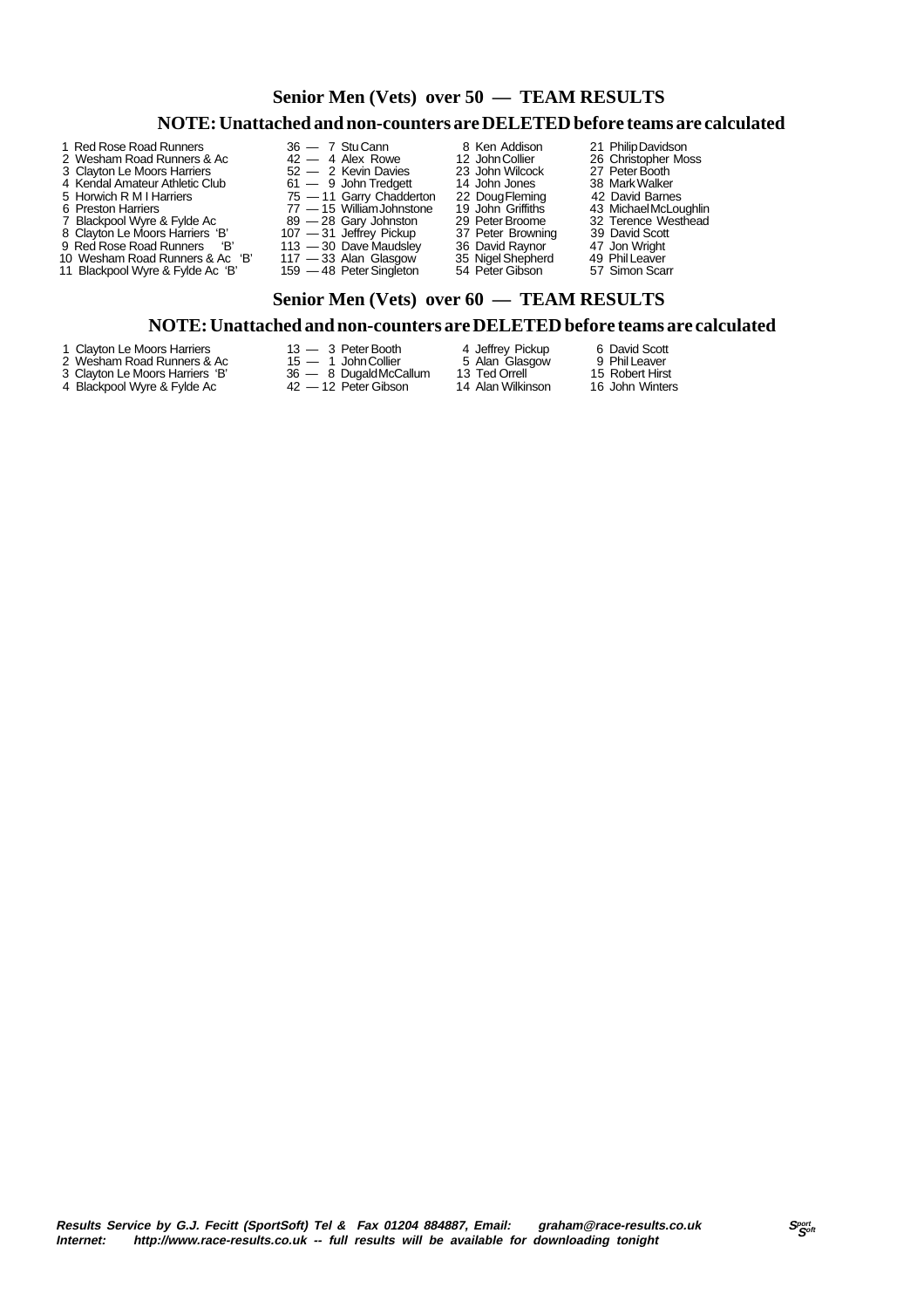## Senior Men (Vets) over 50 — TEAM RESULTS

### NOTE: Unattached and non-counters are DELETED before teams are calculated

| | | | | | |
|---|---|---|---|---|---|
| 1 | Red Rose Road Runners | 36 — 7 Stu Cann | 8 Ken Addison | 21 Philip Davidson | |
| 2 | Wesham Road Runners & Ac | 42 — 4 Alex Rowe | 12 John Collier | 26 Christopher Moss | |
| 3 | Clayton Le Moors Harriers | 52 — 2 Kevin Davies | 23 John Wilcock | 27 Peter Booth | |
| 4 | Kendal Amateur Athletic Club | 61 — 9 John Tredgett | 14 John Jones | 38 Mark Walker | |
| 5 | Horwich R M I Harriers | 75 — 11 Garry Chadderton | 22 Doug Fleming | 42 David Barnes | |
| 6 | Preston Harriers | 77 — 15 William Johnstone | 19 John Griffiths | 43 Michael McLoughlin | |
| 7 | Blackpool Wyre & Fylde Ac | 89 — 28 Gary Johnston | 29 Peter Broome | 32 Terence Westhead | |
| 8 | Clayton Le Moors Harriers 'B' | 107 — 31 Jeffrey Pickup | 37 Peter Browning | 39 David Scott | |
| 9 | Red Rose Road Runners 'B' | 113 — 30 Dave Maudsley | 36 David Raynor | 47 Jon Wright | |
| 10 | Wesham Road Runners & Ac 'B' | 117 — 33 Alan Glasgow | 35 Nigel Shepherd | 49 Phil Leaver | |
| 11 | Blackpool Wyre & Fylde Ac 'B' | 159 — 48 Peter Singleton | 54 Peter Gibson | 57 Simon Scarr | |

## Senior Men (Vets) over 60 — TEAM RESULTS

### NOTE: Unattached and non-counters are DELETED before teams are calculated

| | | | | |
|---|---|---|---|---|
| 1 | Clayton Le Moors Harriers | 13 — 3 Peter Booth | 4 Jeffrey Pickup | 6 David Scott |
| 2 | Wesham Road Runners & Ac | 15 — 1 John Collier | 5 Alan Glasgow | 9 Phil Leaver |
| 3 | Clayton Le Moors Harriers 'B' | 36 — 8 Dugald McCallum | 13 Ted Orrell | 15 Robert Hirst |
| 4 | Blackpool Wyre & Fylde Ac | 42 — 12 Peter Gibson | 14 Alan Wilkinson | 16 John Winters |

***Results Service by G.J. Fecitt (SportSoft) Tel & Fax 01204 884887, Email: graham@race-results.co.uk***
***Internet: http://www.race-results.co.uk -- full results will be available for downloading tonight***